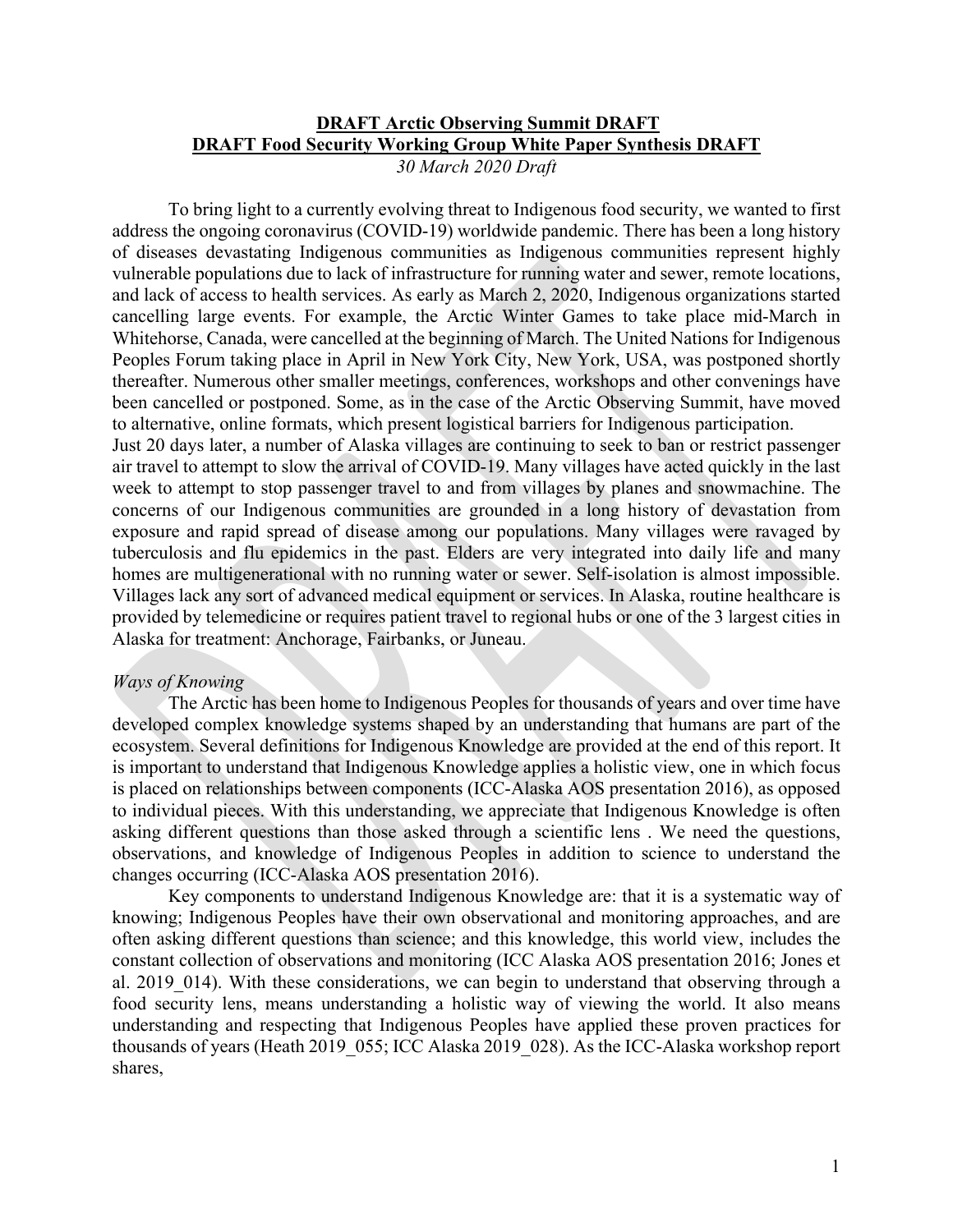# DRAFT Arctic Observing Summit DRAFT

## DRAFT Food Security Working Group White Paper Synthesis DRAFT

*30 March 2020 Draft*

To bring light to a currently evolving threat to Indigenous food security, we wanted to first address the ongoing coronavirus (COVID-19) worldwide pandemic. There has been a long history of diseases devastating Indigenous communities as Indigenous communities represent highly vulnerable populations due to lack of infrastructure for running water and sewer, remote locations, and lack of access to health services. As early as March 2, 2020, Indigenous organizations started cancelling large events. For example, the Arctic Winter Games to take place mid-March in Whitehorse, Canada, were cancelled at the beginning of March. The United Nations for Indigenous Peoples Forum taking place in April in New York City, New York, USA, was postponed shortly thereafter. Numerous other smaller meetings, conferences, workshops and other convenings have been cancelled or postponed. Some, as in the case of the Arctic Observing Summit, have moved to alternative, online formats, which present logistical barriers for Indigenous participation.

Just 20 days later, a number of Alaska villages are continuing to seek to ban or restrict passenger air travel to attempt to slow the arrival of COVID-19. Many villages have acted quickly in the last week to attempt to stop passenger travel to and from villages by planes and snowmachine. The concerns of our Indigenous communities are grounded in a long history of devastation from exposure and rapid spread of disease among our populations. Many villages were ravaged by tuberculosis and flu epidemics in the past. Elders are very integrated into daily life and many homes are multigenerational with no running water or sewer. Self-isolation is almost impossible. Villages lack any sort of advanced medical equipment or services. In Alaska, routine healthcare is provided by telemedicine or requires patient travel to regional hubs or one of the 3 largest cities in Alaska for treatment: Anchorage, Fairbanks, or Juneau.

*Ways of Knowing*

The Arctic has been home to Indigenous Peoples for thousands of years and over time have developed complex knowledge systems shaped by an understanding that humans are part of the ecosystem. Several definitions for Indigenous Knowledge are provided at the end of this report. It is important to understand that Indigenous Knowledge applies a holistic view, one in which focus is placed on relationships between components (ICC-Alaska AOS presentation 2016), as opposed to individual pieces. With this understanding, we appreciate that Indigenous Knowledge is often asking different questions than those asked through a scientific lens . We need the questions, observations, and knowledge of Indigenous Peoples in addition to science to understand the changes occurring (ICC-Alaska AOS presentation 2016).

Key components to understand Indigenous Knowledge are: that it is a systematic way of knowing; Indigenous Peoples have their own observational and monitoring approaches, and are often asking different questions than science; and this knowledge, this world view, includes the constant collection of observations and monitoring (ICC Alaska AOS presentation 2016; Jones et al. 2019_014). With these considerations, we can begin to understand that observing through a food security lens, means understanding a holistic way of viewing the world. It also means understanding and respecting that Indigenous Peoples have applied these proven practices for thousands of years (Heath 2019_055; ICC Alaska 2019_028). As the ICC-Alaska workshop report shares,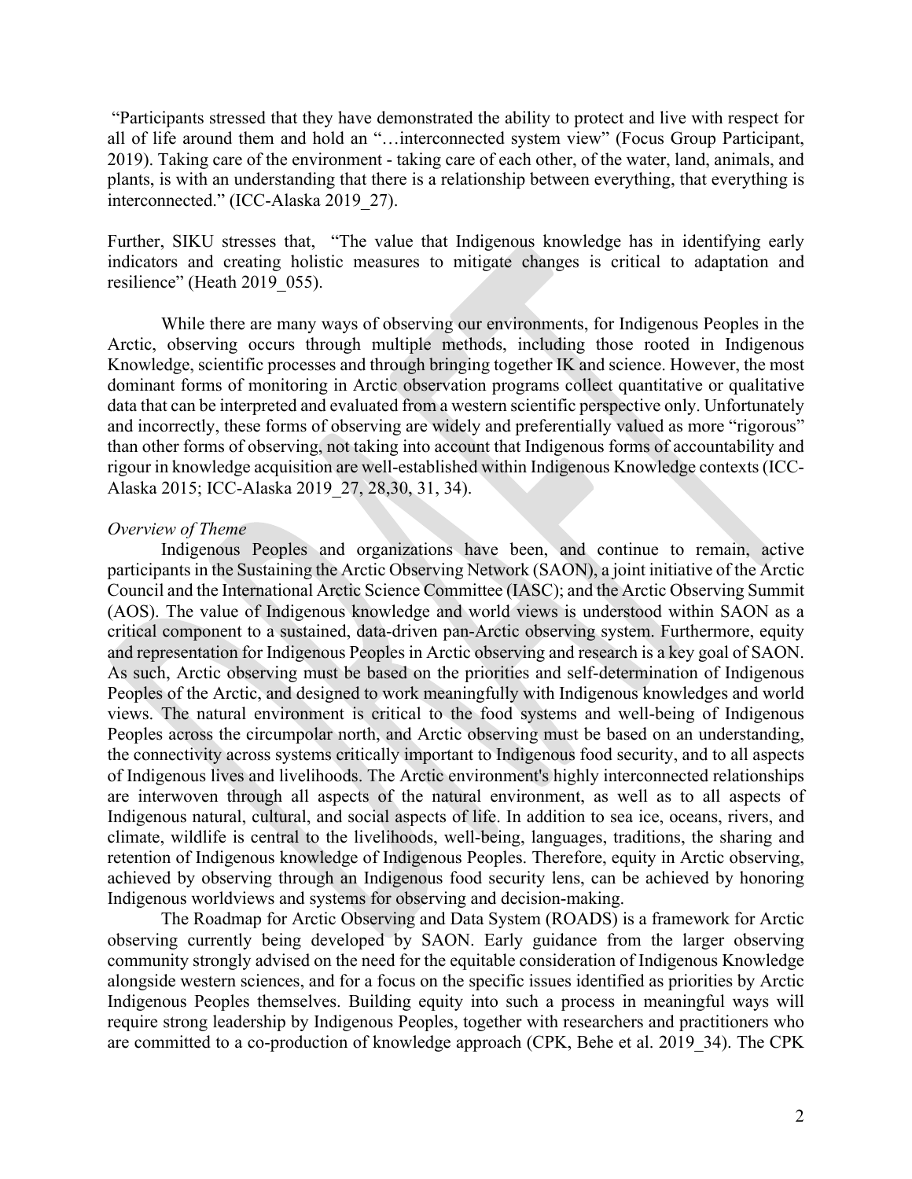"Participants stressed that they have demonstrated the ability to protect and live with respect for all of life around them and hold an "…interconnected system view" (Focus Group Participant, 2019). Taking care of the environment - taking care of each other, of the water, land, animals, and plants, is with an understanding that there is a relationship between everything, that everything is interconnected." (ICC-Alaska 2019_27).

Further, SIKU stresses that, "The value that Indigenous knowledge has in identifying early indicators and creating holistic measures to mitigate changes is critical to adaptation and resilience" (Heath 2019_055).

While there are many ways of observing our environments, for Indigenous Peoples in the Arctic, observing occurs through multiple methods, including those rooted in Indigenous Knowledge, scientific processes and through bringing together IK and science. However, the most dominant forms of monitoring in Arctic observation programs collect quantitative or qualitative data that can be interpreted and evaluated from a western scientific perspective only. Unfortunately and incorrectly, these forms of observing are widely and preferentially valued as more "rigorous" than other forms of observing, not taking into account that Indigenous forms of accountability and rigour in knowledge acquisition are well-established within Indigenous Knowledge contexts (ICC-Alaska 2015; ICC-Alaska 2019_27, 28,30, 31, 34).

*Overview of Theme*

Indigenous Peoples and organizations have been, and continue to remain, active participants in the Sustaining the Arctic Observing Network (SAON), a joint initiative of the Arctic Council and the International Arctic Science Committee (IASC); and the Arctic Observing Summit (AOS). The value of Indigenous knowledge and world views is understood within SAON as a critical component to a sustained, data-driven pan-Arctic observing system. Furthermore, equity and representation for Indigenous Peoples in Arctic observing and research is a key goal of SAON. As such, Arctic observing must be based on the priorities and self-determination of Indigenous Peoples of the Arctic, and designed to work meaningfully with Indigenous knowledges and world views. The natural environment is critical to the food systems and well-being of Indigenous Peoples across the circumpolar north, and Arctic observing must be based on an understanding, the connectivity across systems critically important to Indigenous food security, and to all aspects of Indigenous lives and livelihoods. The Arctic environment's highly interconnected relationships are interwoven through all aspects of the natural environment, as well as to all aspects of Indigenous natural, cultural, and social aspects of life. In addition to sea ice, oceans, rivers, and climate, wildlife is central to the livelihoods, well-being, languages, traditions, the sharing and retention of Indigenous knowledge of Indigenous Peoples. Therefore, equity in Arctic observing, achieved by observing through an Indigenous food security lens, can be achieved by honoring Indigenous worldviews and systems for observing and decision-making.

The Roadmap for Arctic Observing and Data System (ROADS) is a framework for Arctic observing currently being developed by SAON. Early guidance from the larger observing community strongly advised on the need for the equitable consideration of Indigenous Knowledge alongside western sciences, and for a focus on the specific issues identified as priorities by Arctic Indigenous Peoples themselves. Building equity into such a process in meaningful ways will require strong leadership by Indigenous Peoples, together with researchers and practitioners who are committed to a co-production of knowledge approach (CPK, Behe et al. 2019_34). The CPK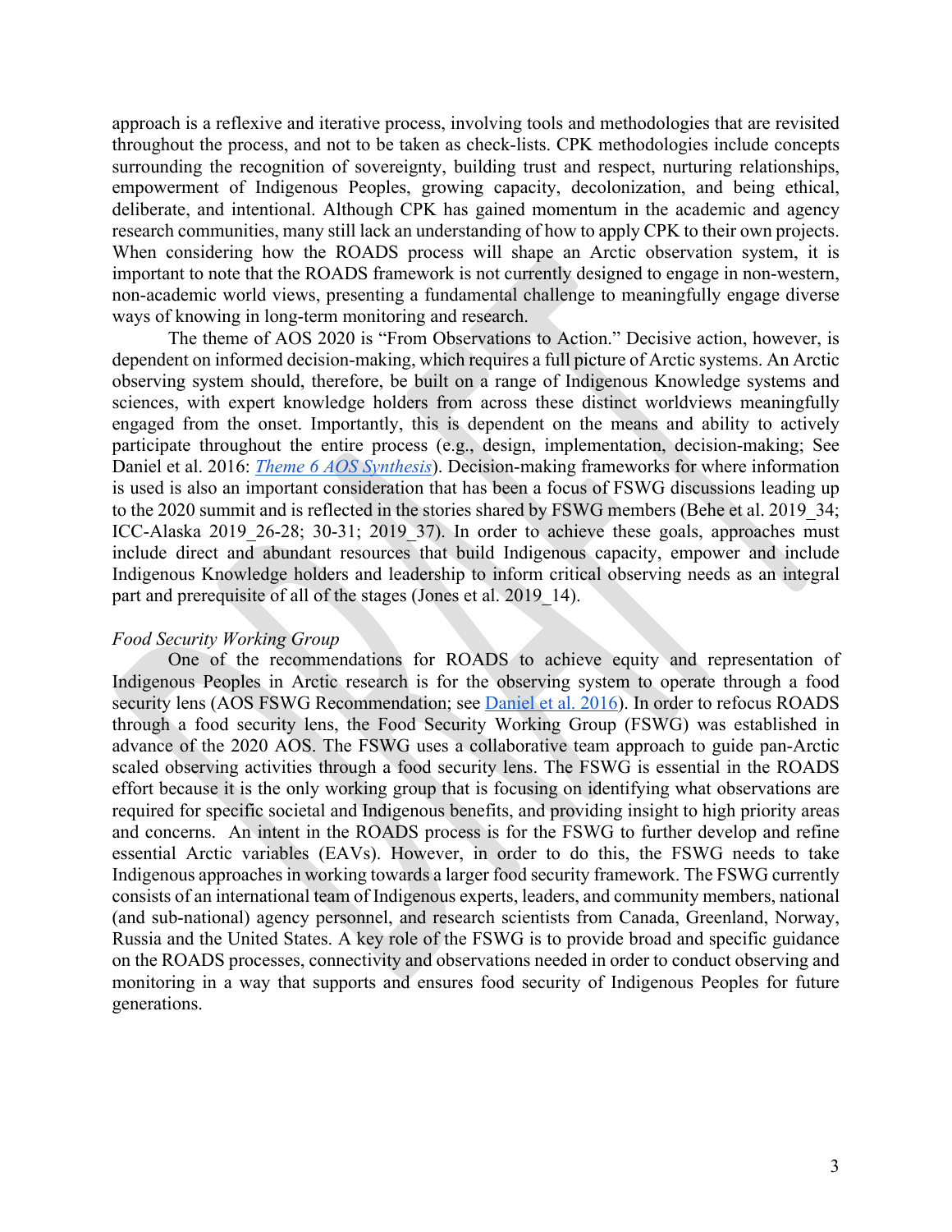approach is a reflexive and iterative process, involving tools and methodologies that are revisited throughout the process, and not to be taken as check-lists. CPK methodologies include concepts surrounding the recognition of sovereignty, building trust and respect, nurturing relationships, empowerment of Indigenous Peoples, growing capacity, decolonization, and being ethical, deliberate, and intentional. Although CPK has gained momentum in the academic and agency research communities, many still lack an understanding of how to apply CPK to their own projects. When considering how the ROADS process will shape an Arctic observation system, it is important to note that the ROADS framework is not currently designed to engage in non-western, non-academic world views, presenting a fundamental challenge to meaningfully engage diverse ways of knowing in long-term monitoring and research.

The theme of AOS 2020 is "From Observations to Action." Decisive action, however, is dependent on informed decision-making, which requires a full picture of Arctic systems. An Arctic observing system should, therefore, be built on a range of Indigenous Knowledge systems and sciences, with expert knowledge holders from across these distinct worldviews meaningfully engaged from the onset. Importantly, this is dependent on the means and ability to actively participate throughout the entire process (e.g., design, implementation, decision-making; See Daniel et al. 2016: *Theme 6 AOS Synthesis*). Decision-making frameworks for where information is used is also an important consideration that has been a focus of FSWG discussions leading up to the 2020 summit and is reflected in the stories shared by FSWG members (Behe et al. 2019_34; ICC-Alaska 2019_26-28; 30-31; 2019_37). In order to achieve these goals, approaches must include direct and abundant resources that build Indigenous capacity, empower and include Indigenous Knowledge holders and leadership to inform critical observing needs as an integral part and prerequisite of all of the stages (Jones et al. 2019_14).

*Food Security Working Group*

One of the recommendations for ROADS to achieve equity and representation of Indigenous Peoples in Arctic research is for the observing system to operate through a food security lens (AOS FSWG Recommendation; see Daniel et al. 2016). In order to refocus ROADS through a food security lens, the Food Security Working Group (FSWG) was established in advance of the 2020 AOS. The FSWG uses a collaborative team approach to guide pan-Arctic scaled observing activities through a food security lens. The FSWG is essential in the ROADS effort because it is the only working group that is focusing on identifying what observations are required for specific societal and Indigenous benefits, and providing insight to high priority areas and concerns. An intent in the ROADS process is for the FSWG to further develop and refine essential Arctic variables (EAVs). However, in order to do this, the FSWG needs to take Indigenous approaches in working towards a larger food security framework. The FSWG currently consists of an international team of Indigenous experts, leaders, and community members, national (and sub-national) agency personnel, and research scientists from Canada, Greenland, Norway, Russia and the United States. A key role of the FSWG is to provide broad and specific guidance on the ROADS processes, connectivity and observations needed in order to conduct observing and monitoring in a way that supports and ensures food security of Indigenous Peoples for future generations.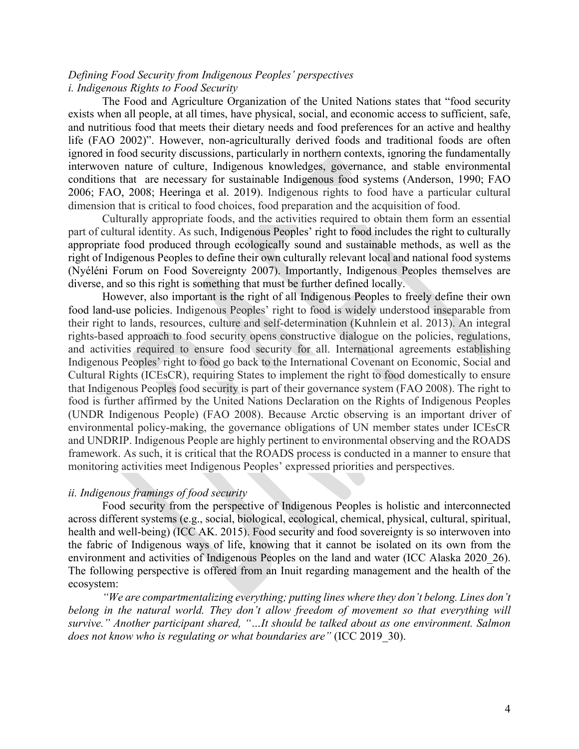*Defining Food Security from Indigenous Peoples' perspectives*

*i. Indigenous Rights to Food Security*

The Food and Agriculture Organization of the United Nations states that "food security exists when all people, at all times, have physical, social, and economic access to sufficient, safe, and nutritious food that meets their dietary needs and food preferences for an active and healthy life (FAO 2002)". However, non-agriculturally derived foods and traditional foods are often ignored in food security discussions, particularly in northern contexts, ignoring the fundamentally interwoven nature of culture, Indigenous knowledges, governance, and stable environmental conditions that are necessary for sustainable Indigenous food systems (Anderson, 1990; FAO 2006; FAO, 2008; Heeringa et al. 2019). Indigenous rights to food have a particular cultural dimension that is critical to food choices, food preparation and the acquisition of food.

Culturally appropriate foods, and the activities required to obtain them form an essential part of cultural identity. As such, Indigenous Peoples' right to food includes the right to culturally appropriate food produced through ecologically sound and sustainable methods, as well as the right of Indigenous Peoples to define their own culturally relevant local and national food systems (Nyéléni Forum on Food Sovereignty 2007). Importantly, Indigenous Peoples themselves are diverse, and so this right is something that must be further defined locally.

However, also important is the right of all Indigenous Peoples to freely define their own food land-use policies. Indigenous Peoples' right to food is widely understood inseparable from their right to lands, resources, culture and self-determination (Kuhnlein et al. 2013). An integral rights-based approach to food security opens constructive dialogue on the policies, regulations, and activities required to ensure food security for all. International agreements establishing Indigenous Peoples' right to food go back to the International Covenant on Economic, Social and Cultural Rights (ICEsCR), requiring States to implement the right to food domestically to ensure that Indigenous Peoples food security is part of their governance system (FAO 2008). The right to food is further affirmed by the United Nations Declaration on the Rights of Indigenous Peoples (UNDR Indigenous People) (FAO 2008). Because Arctic observing is an important driver of environmental policy-making, the governance obligations of UN member states under ICEsCR and UNDRIP. Indigenous People are highly pertinent to environmental observing and the ROADS framework. As such, it is critical that the ROADS process is conducted in a manner to ensure that monitoring activities meet Indigenous Peoples' expressed priorities and perspectives.

*ii. Indigenous framings of food security*

Food security from the perspective of Indigenous Peoples is holistic and interconnected across different systems (e.g., social, biological, ecological, chemical, physical, cultural, spiritual, health and well-being) (ICC AK. 2015). Food security and food sovereignty is so interwoven into the fabric of Indigenous ways of life, knowing that it cannot be isolated on its own from the environment and activities of Indigenous Peoples on the land and water (ICC Alaska 2020_26). The following perspective is offered from an Inuit regarding management and the health of the ecosystem:

*"We are compartmentalizing everything; putting lines where they don't belong. Lines don't belong in the natural world. They don't allow freedom of movement so that everything will survive." Another participant shared, "…It should be talked about as one environment. Salmon does not know who is regulating or what boundaries are"* (ICC 2019_30).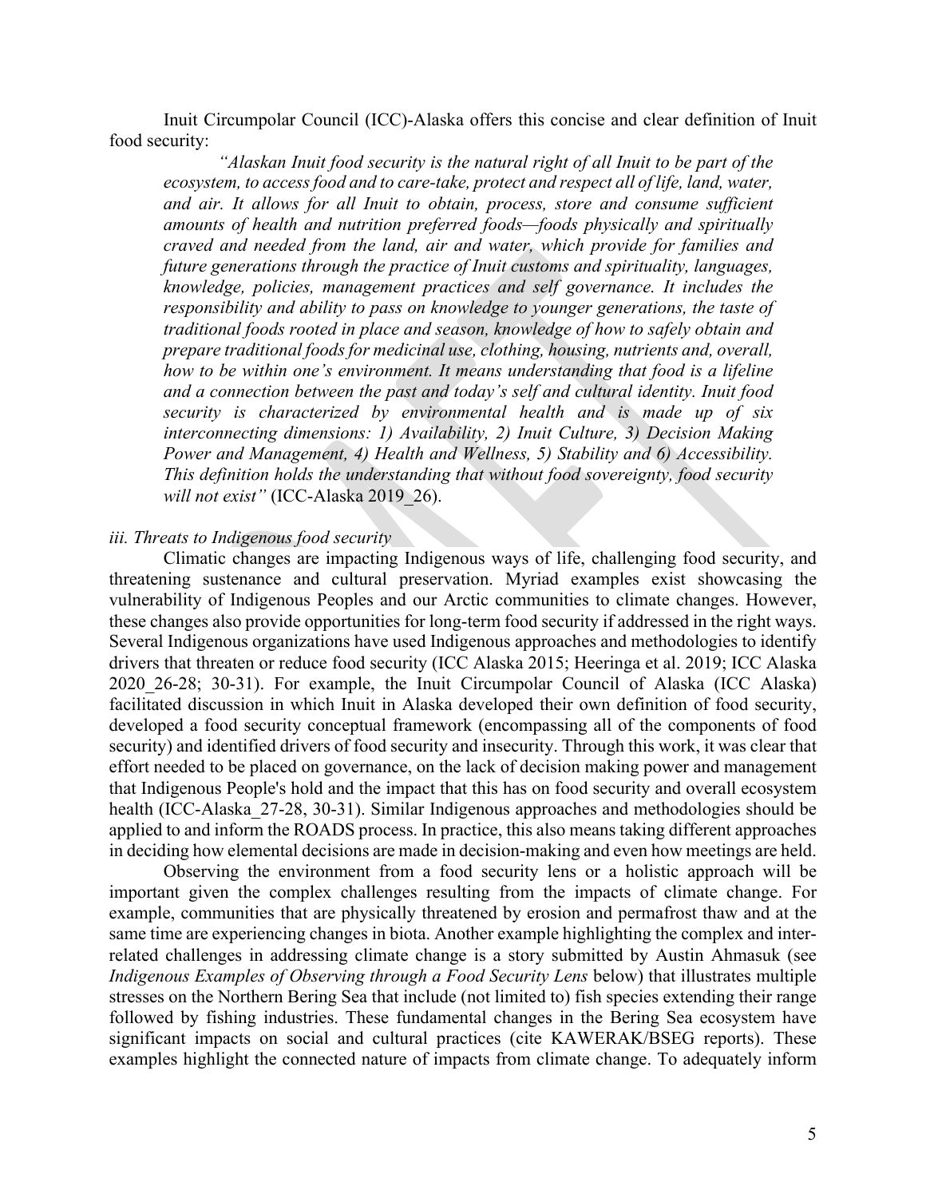Inuit Circumpolar Council (ICC)-Alaska offers this concise and clear definition of Inuit food security:

> *"Alaskan Inuit food security is the natural right of all Inuit to be part of the ecosystem, to access food and to care-take, protect and respect all of life, land, water, and air. It allows for all Inuit to obtain, process, store and consume sufficient amounts of health and nutrition preferred foods—foods physically and spiritually craved and needed from the land, air and water, which provide for families and future generations through the practice of Inuit customs and spirituality, languages, knowledge, policies, management practices and self governance. It includes the responsibility and ability to pass on knowledge to younger generations, the taste of traditional foods rooted in place and season, knowledge of how to safely obtain and prepare traditional foods for medicinal use, clothing, housing, nutrients and, overall, how to be within one's environment. It means understanding that food is a lifeline and a connection between the past and today's self and cultural identity. Inuit food security is characterized by environmental health and is made up of six interconnecting dimensions: 1) Availability, 2) Inuit Culture, 3) Decision Making Power and Management, 4) Health and Wellness, 5) Stability and 6) Accessibility. This definition holds the understanding that without food sovereignty, food security will not exist"* (ICC-Alaska 2019_26).

*iii. Threats to Indigenous food security*

Climatic changes are impacting Indigenous ways of life, challenging food security, and threatening sustenance and cultural preservation. Myriad examples exist showcasing the vulnerability of Indigenous Peoples and our Arctic communities to climate changes. However, these changes also provide opportunities for long-term food security if addressed in the right ways. Several Indigenous organizations have used Indigenous approaches and methodologies to identify drivers that threaten or reduce food security (ICC Alaska 2015; Heeringa et al. 2019; ICC Alaska 2020_26-28; 30-31). For example, the Inuit Circumpolar Council of Alaska (ICC Alaska) facilitated discussion in which Inuit in Alaska developed their own definition of food security, developed a food security conceptual framework (encompassing all of the components of food security) and identified drivers of food security and insecurity. Through this work, it was clear that effort needed to be placed on governance, on the lack of decision making power and management that Indigenous People's hold and the impact that this has on food security and overall ecosystem health (ICC-Alaska_27-28, 30-31). Similar Indigenous approaches and methodologies should be applied to and inform the ROADS process. In practice, this also means taking different approaches in deciding how elemental decisions are made in decision-making and even how meetings are held.

Observing the environment from a food security lens or a holistic approach will be important given the complex challenges resulting from the impacts of climate change. For example, communities that are physically threatened by erosion and permafrost thaw and at the same time are experiencing changes in biota. Another example highlighting the complex and inter-related challenges in addressing climate change is a story submitted by Austin Ahmasuk (see *Indigenous Examples of Observing through a Food Security Lens* below) that illustrates multiple stresses on the Northern Bering Sea that include (not limited to) fish species extending their range followed by fishing industries. These fundamental changes in the Bering Sea ecosystem have significant impacts on social and cultural practices (cite KAWERAK/BSEG reports). These examples highlight the connected nature of impacts from climate change. To adequately inform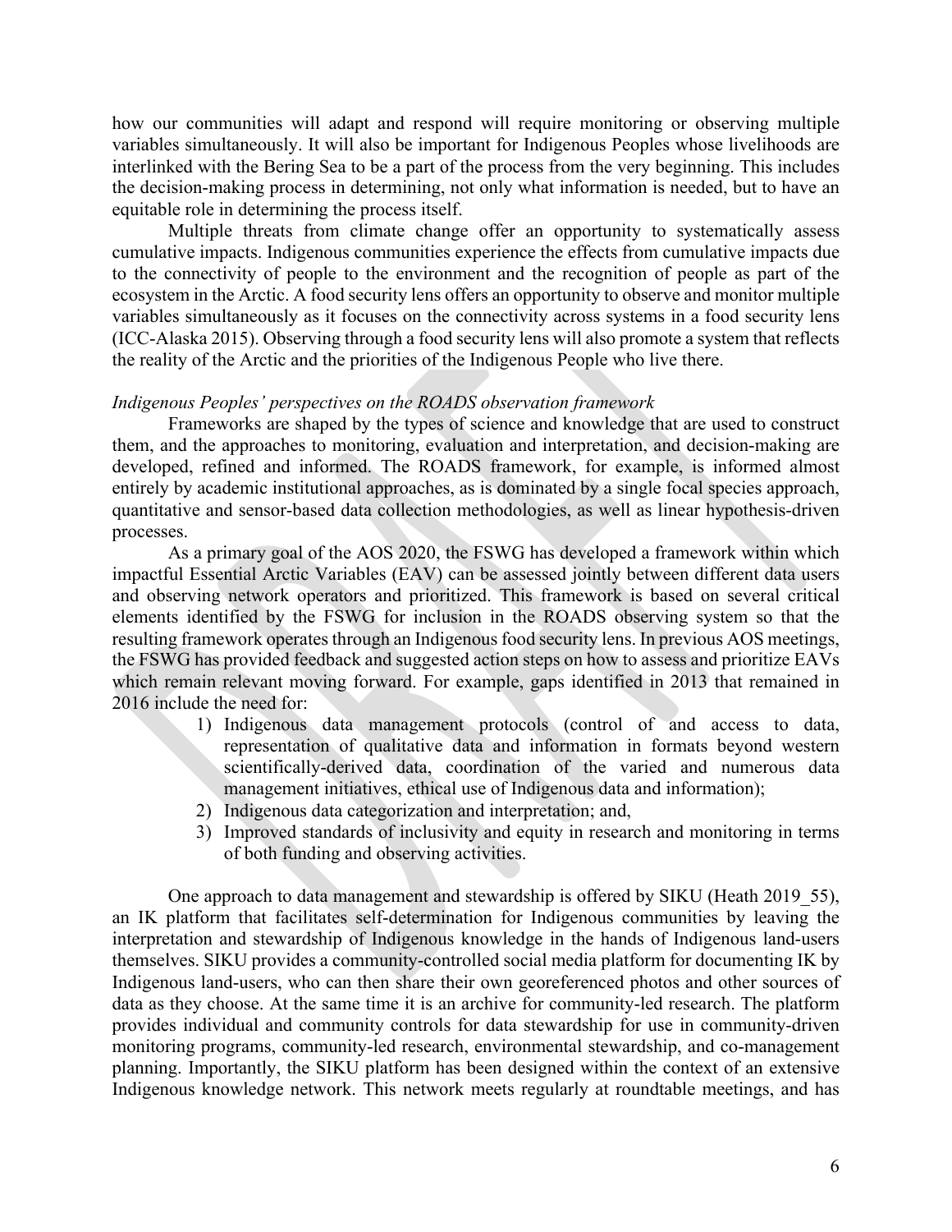how our communities will adapt and respond will require monitoring or observing multiple variables simultaneously. It will also be important for Indigenous Peoples whose livelihoods are interlinked with the Bering Sea to be a part of the process from the very beginning. This includes the decision-making process in determining, not only what information is needed, but to have an equitable role in determining the process itself.

Multiple threats from climate change offer an opportunity to systematically assess cumulative impacts. Indigenous communities experience the effects from cumulative impacts due to the connectivity of people to the environment and the recognition of people as part of the ecosystem in the Arctic. A food security lens offers an opportunity to observe and monitor multiple variables simultaneously as it focuses on the connectivity across systems in a food security lens (ICC-Alaska 2015). Observing through a food security lens will also promote a system that reflects the reality of the Arctic and the priorities of the Indigenous People who live there.

*Indigenous Peoples' perspectives on the ROADS observation framework*

Frameworks are shaped by the types of science and knowledge that are used to construct them, and the approaches to monitoring, evaluation and interpretation, and decision-making are developed, refined and informed. The ROADS framework, for example, is informed almost entirely by academic institutional approaches, as is dominated by a single focal species approach, quantitative and sensor-based data collection methodologies, as well as linear hypothesis-driven processes.

As a primary goal of the AOS 2020, the FSWG has developed a framework within which impactful Essential Arctic Variables (EAV) can be assessed jointly between different data users and observing network operators and prioritized. This framework is based on several critical elements identified by the FSWG for inclusion in the ROADS observing system so that the resulting framework operates through an Indigenous food security lens. In previous AOS meetings, the FSWG has provided feedback and suggested action steps on how to assess and prioritize EAVs which remain relevant moving forward. For example, gaps identified in 2013 that remained in 2016 include the need for:

1) Indigenous data management protocols (control of and access to data, representation of qualitative data and information in formats beyond western scientifically-derived data, coordination of the varied and numerous data management initiatives, ethical use of Indigenous data and information);
2) Indigenous data categorization and interpretation; and,
3) Improved standards of inclusivity and equity in research and monitoring in terms of both funding and observing activities.

One approach to data management and stewardship is offered by SIKU (Heath 2019_55), an IK platform that facilitates self-determination for Indigenous communities by leaving the interpretation and stewardship of Indigenous knowledge in the hands of Indigenous land-users themselves. SIKU provides a community-controlled social media platform for documenting IK by Indigenous land-users, who can then share their own georeferenced photos and other sources of data as they choose. At the same time it is an archive for community-led research. The platform provides individual and community controls for data stewardship for use in community-driven monitoring programs, community-led research, environmental stewardship, and co-management planning. Importantly, the SIKU platform has been designed within the context of an extensive Indigenous knowledge network. This network meets regularly at roundtable meetings, and has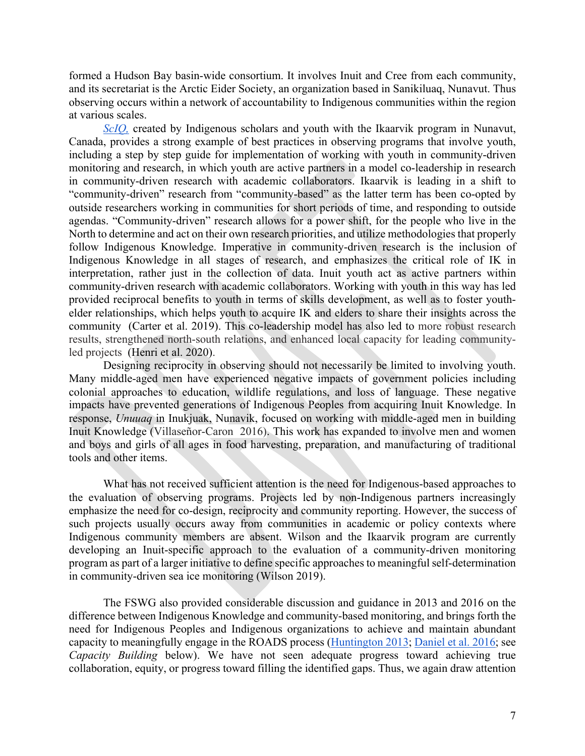formed a Hudson Bay basin-wide consortium. It involves Inuit and Cree from each community, and its secretariat is the Arctic Eider Society, an organization based in Sanikiluaq, Nunavut. Thus observing occurs within a network of accountability to Indigenous communities within the region at various scales.

*ScIQ,* created by Indigenous scholars and youth with the Ikaarvik program in Nunavut, Canada, provides a strong example of best practices in observing programs that involve youth, including a step by step guide for implementation of working with youth in community-driven monitoring and research, in which youth are active partners in a model co-leadership in research in community-driven research with academic collaborators. Ikaarvik is leading in a shift to "community-driven" research from "community-based" as the latter term has been co-opted by outside researchers working in communities for short periods of time, and responding to outside agendas. "Community-driven" research allows for a power shift, for the people who live in the North to determine and act on their own research priorities, and utilize methodologies that properly follow Indigenous Knowledge. Imperative in community-driven research is the inclusion of Indigenous Knowledge in all stages of research, and emphasizes the critical role of IK in interpretation, rather just in the collection of data. Inuit youth act as active partners within community-driven research with academic collaborators. Working with youth in this way has led provided reciprocal benefits to youth in terms of skills development, as well as to foster youth-elder relationships, which helps youth to acquire IK and elders to share their insights across the community (Carter et al. 2019). This co-leadership model has also led to more robust research results, strengthened north-south relations, and enhanced local capacity for leading community-led projects (Henri et al. 2020).

Designing reciprocity in observing should not necessarily be limited to involving youth. Many middle-aged men have experienced negative impacts of government policies including colonial approaches to education, wildlife regulations, and loss of language. These negative impacts have prevented generations of Indigenous Peoples from acquiring Inuit Knowledge. In response, *Unuuaq* in Inukjuak, Nunavik, focused on working with middle-aged men in building Inuit Knowledge (Villaseñor-Caron 2016). This work has expanded to involve men and women and boys and girls of all ages in food harvesting, preparation, and manufacturing of traditional tools and other items.

What has not received sufficient attention is the need for Indigenous-based approaches to the evaluation of observing programs. Projects led by non-Indigenous partners increasingly emphasize the need for co-design, reciprocity and community reporting. However, the success of such projects usually occurs away from communities in academic or policy contexts where Indigenous community members are absent. Wilson and the Ikaarvik program are currently developing an Inuit-specific approach to the evaluation of a community-driven monitoring program as part of a larger initiative to define specific approaches to meaningful self-determination in community-driven sea ice monitoring (Wilson 2019).

The FSWG also provided considerable discussion and guidance in 2013 and 2016 on the difference between Indigenous Knowledge and community-based monitoring, and brings forth the need for Indigenous Peoples and Indigenous organizations to achieve and maintain abundant capacity to meaningfully engage in the ROADS process (Huntington 2013; Daniel et al. 2016; see *Capacity Building* below). We have not seen adequate progress toward achieving true collaboration, equity, or progress toward filling the identified gaps. Thus, we again draw attention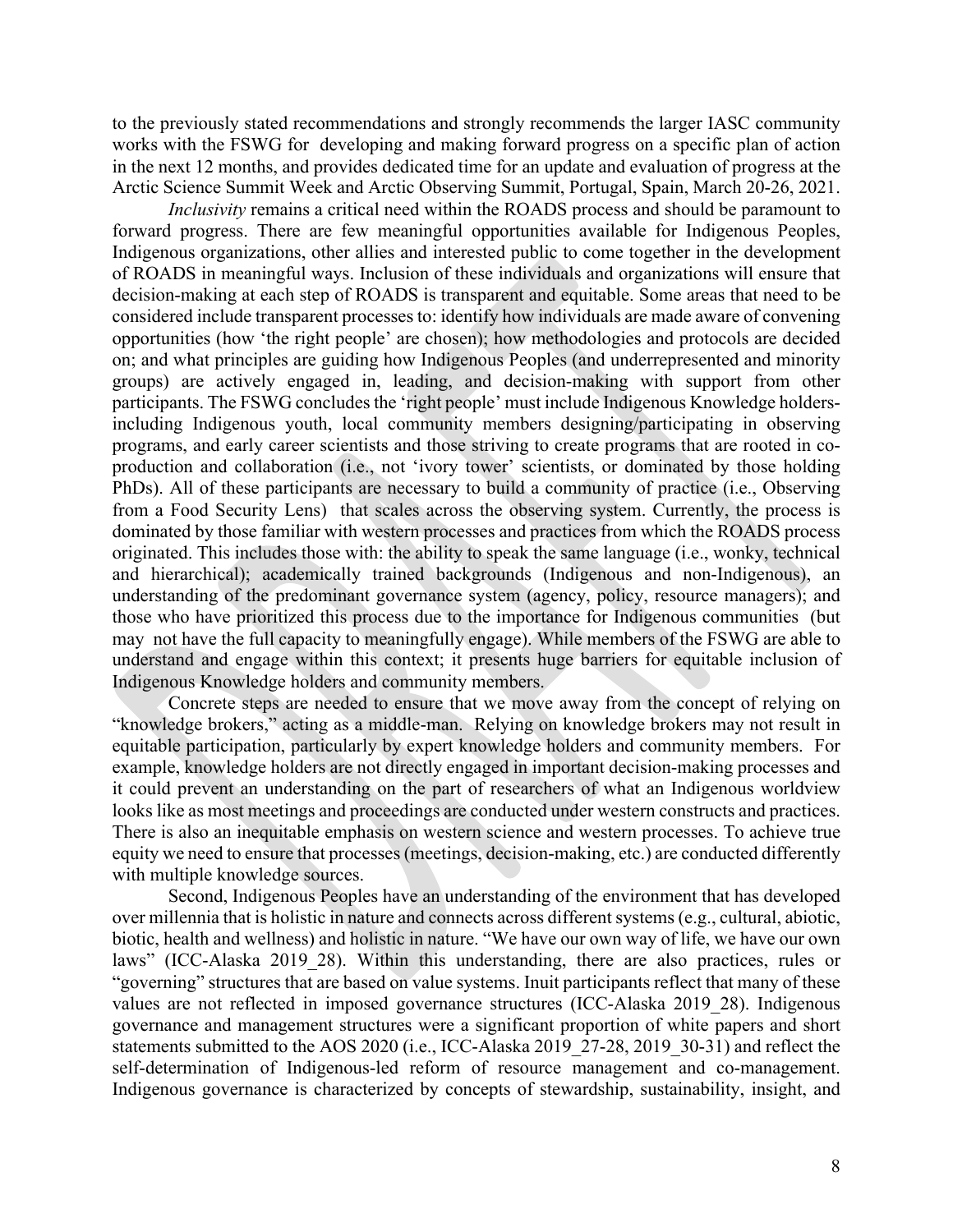to the previously stated recommendations and strongly recommends the larger IASC community works with the FSWG for developing and making forward progress on a specific plan of action in the next 12 months, and provides dedicated time for an update and evaluation of progress at the Arctic Science Summit Week and Arctic Observing Summit, Portugal, Spain, March 20-26, 2021.

*Inclusivity* remains a critical need within the ROADS process and should be paramount to forward progress. There are few meaningful opportunities available for Indigenous Peoples, Indigenous organizations, other allies and interested public to come together in the development of ROADS in meaningful ways. Inclusion of these individuals and organizations will ensure that decision-making at each step of ROADS is transparent and equitable. Some areas that need to be considered include transparent processes to: identify how individuals are made aware of convening opportunities (how 'the right people' are chosen); how methodologies and protocols are decided on; and what principles are guiding how Indigenous Peoples (and underrepresented and minority groups) are actively engaged in, leading, and decision-making with support from other participants. The FSWG concludes the 'right people' must include Indigenous Knowledge holders- including Indigenous youth, local community members designing/participating in observing programs, and early career scientists and those striving to create programs that are rooted in co-production and collaboration (i.e., not 'ivory tower' scientists, or dominated by those holding PhDs). All of these participants are necessary to build a community of practice (i.e., Observing from a Food Security Lens) that scales across the observing system. Currently, the process is dominated by those familiar with western processes and practices from which the ROADS process originated. This includes those with: the ability to speak the same language (i.e., wonky, technical and hierarchical); academically trained backgrounds (Indigenous and non-Indigenous), an understanding of the predominant governance system (agency, policy, resource managers); and those who have prioritized this process due to the importance for Indigenous communities (but may not have the full capacity to meaningfully engage). While members of the FSWG are able to understand and engage within this context; it presents huge barriers for equitable inclusion of Indigenous Knowledge holders and community members.

Concrete steps are needed to ensure that we move away from the concept of relying on "knowledge brokers," acting as a middle-man. Relying on knowledge brokers may not result in equitable participation, particularly by expert knowledge holders and community members. For example, knowledge holders are not directly engaged in important decision-making processes and it could prevent an understanding on the part of researchers of what an Indigenous worldview looks like as most meetings and proceedings are conducted under western constructs and practices. There is also an inequitable emphasis on western science and western processes. To achieve true equity we need to ensure that processes (meetings, decision-making, etc.) are conducted differently with multiple knowledge sources.

Second, Indigenous Peoples have an understanding of the environment that has developed over millennia that is holistic in nature and connects across different systems (e.g., cultural, abiotic, biotic, health and wellness) and holistic in nature. "We have our own way of life, we have our own laws" (ICC-Alaska 2019_28). Within this understanding, there are also practices, rules or "governing" structures that are based on value systems. Inuit participants reflect that many of these values are not reflected in imposed governance structures (ICC-Alaska 2019_28). Indigenous governance and management structures were a significant proportion of white papers and short statements submitted to the AOS 2020 (i.e., ICC-Alaska 2019_27-28, 2019_30-31) and reflect the self-determination of Indigenous-led reform of resource management and co-management. Indigenous governance is characterized by concepts of stewardship, sustainability, insight, and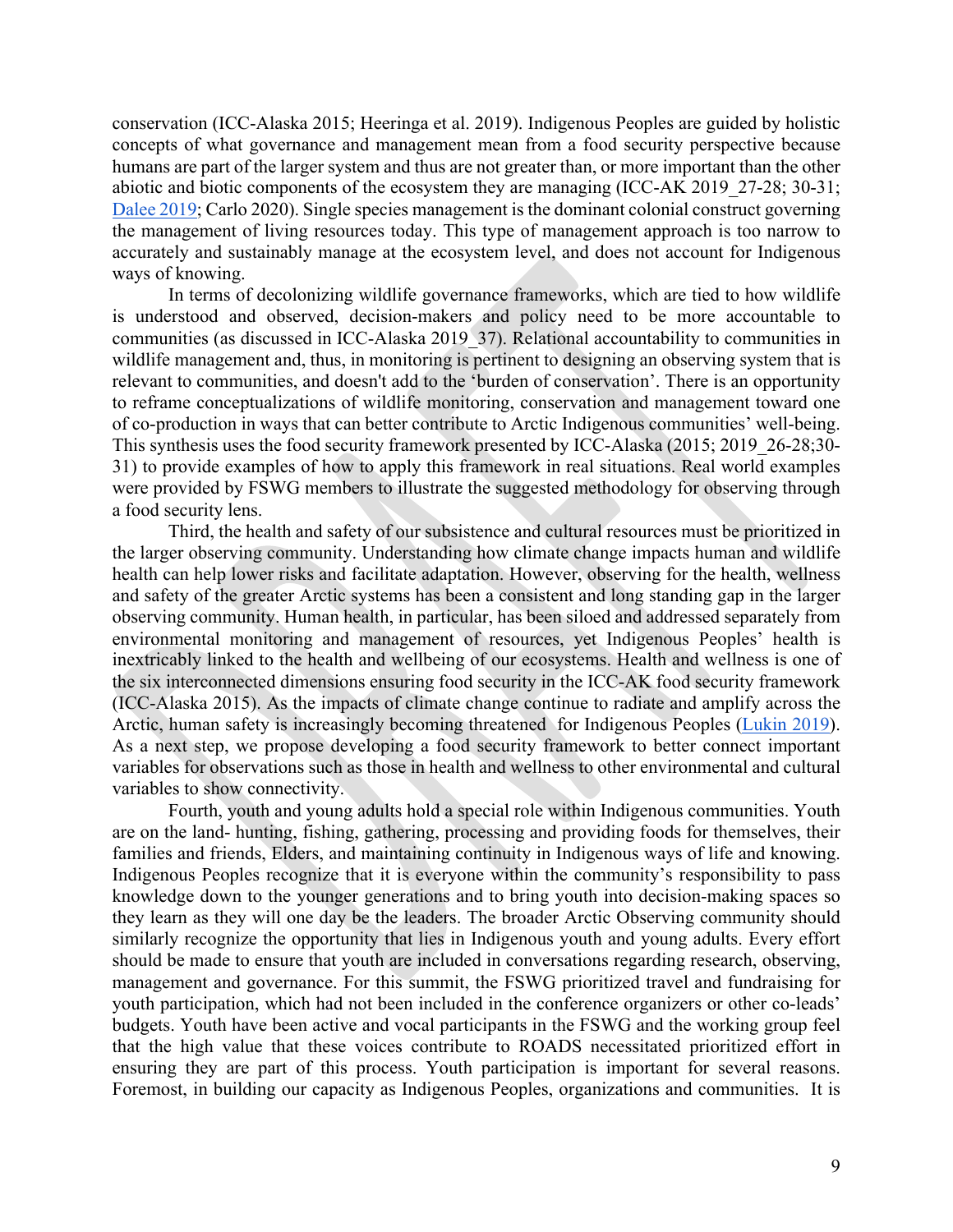conservation (ICC-Alaska 2015; Heeringa et al. 2019). Indigenous Peoples are guided by holistic concepts of what governance and management mean from a food security perspective because humans are part of the larger system and thus are not greater than, or more important than the other abiotic and biotic components of the ecosystem they are managing (ICC-AK 2019_27-28; 30-31; Dalee 2019; Carlo 2020). Single species management is the dominant colonial construct governing the management of living resources today. This type of management approach is too narrow to accurately and sustainably manage at the ecosystem level, and does not account for Indigenous ways of knowing.

In terms of decolonizing wildlife governance frameworks, which are tied to how wildlife is understood and observed, decision-makers and policy need to be more accountable to communities (as discussed in ICC-Alaska 2019_37). Relational accountability to communities in wildlife management and, thus, in monitoring is pertinent to designing an observing system that is relevant to communities, and doesn't add to the 'burden of conservation'. There is an opportunity to reframe conceptualizations of wildlife monitoring, conservation and management toward one of co-production in ways that can better contribute to Arctic Indigenous communities' well-being. This synthesis uses the food security framework presented by ICC-Alaska (2015; 2019_26-28;30-31) to provide examples of how to apply this framework in real situations. Real world examples were provided by FSWG members to illustrate the suggested methodology for observing through a food security lens.

Third, the health and safety of our subsistence and cultural resources must be prioritized in the larger observing community. Understanding how climate change impacts human and wildlife health can help lower risks and facilitate adaptation. However, observing for the health, wellness and safety of the greater Arctic systems has been a consistent and long standing gap in the larger observing community. Human health, in particular, has been siloed and addressed separately from environmental monitoring and management of resources, yet Indigenous Peoples' health is inextricably linked to the health and wellbeing of our ecosystems. Health and wellness is one of the six interconnected dimensions ensuring food security in the ICC-AK food security framework (ICC-Alaska 2015). As the impacts of climate change continue to radiate and amplify across the Arctic, human safety is increasingly becoming threatened for Indigenous Peoples (Lukin 2019). As a next step, we propose developing a food security framework to better connect important variables for observations such as those in health and wellness to other environmental and cultural variables to show connectivity.

Fourth, youth and young adults hold a special role within Indigenous communities. Youth are on the land- hunting, fishing, gathering, processing and providing foods for themselves, their families and friends, Elders, and maintaining continuity in Indigenous ways of life and knowing. Indigenous Peoples recognize that it is everyone within the community's responsibility to pass knowledge down to the younger generations and to bring youth into decision-making spaces so they learn as they will one day be the leaders. The broader Arctic Observing community should similarly recognize the opportunity that lies in Indigenous youth and young adults. Every effort should be made to ensure that youth are included in conversations regarding research, observing, management and governance. For this summit, the FSWG prioritized travel and fundraising for youth participation, which had not been included in the conference organizers or other co-leads' budgets. Youth have been active and vocal participants in the FSWG and the working group feel that the high value that these voices contribute to ROADS necessitated prioritized effort in ensuring they are part of this process. Youth participation is important for several reasons. Foremost, in building our capacity as Indigenous Peoples, organizations and communities. It is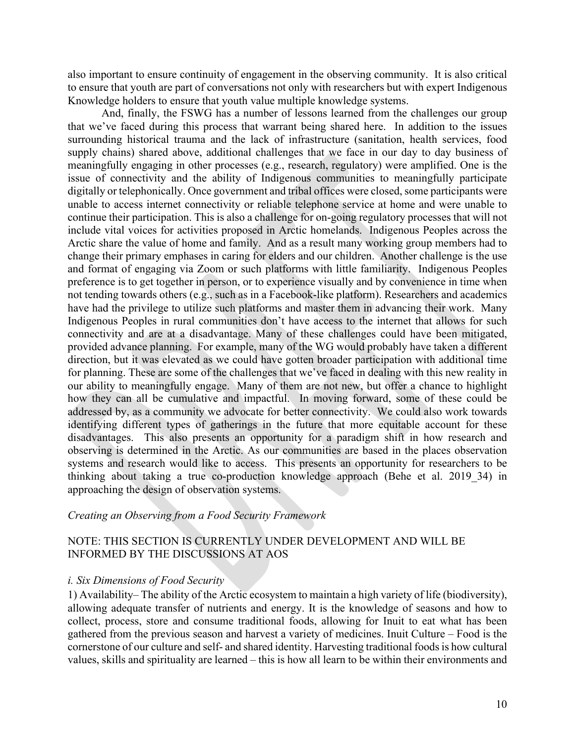also important to ensure continuity of engagement in the observing community. It is also critical to ensure that youth are part of conversations not only with researchers but with expert Indigenous Knowledge holders to ensure that youth value multiple knowledge systems.

And, finally, the FSWG has a number of lessons learned from the challenges our group that we've faced during this process that warrant being shared here. In addition to the issues surrounding historical trauma and the lack of infrastructure (sanitation, health services, food supply chains) shared above, additional challenges that we face in our day to day business of meaningfully engaging in other processes (e.g., research, regulatory) were amplified. One is the issue of connectivity and the ability of Indigenous communities to meaningfully participate digitally or telephonically. Once government and tribal offices were closed, some participants were unable to access internet connectivity or reliable telephone service at home and were unable to continue their participation. This is also a challenge for on-going regulatory processes that will not include vital voices for activities proposed in Arctic homelands. Indigenous Peoples across the Arctic share the value of home and family. And as a result many working group members had to change their primary emphases in caring for elders and our children. Another challenge is the use and format of engaging via Zoom or such platforms with little familiarity. Indigenous Peoples preference is to get together in person, or to experience visually and by convenience in time when not tending towards others (e.g., such as in a Facebook-like platform). Researchers and academics have had the privilege to utilize such platforms and master them in advancing their work. Many Indigenous Peoples in rural communities don't have access to the internet that allows for such connectivity and are at a disadvantage. Many of these challenges could have been mitigated, provided advance planning. For example, many of the WG would probably have taken a different direction, but it was elevated as we could have gotten broader participation with additional time for planning. These are some of the challenges that we've faced in dealing with this new reality in our ability to meaningfully engage. Many of them are not new, but offer a chance to highlight how they can all be cumulative and impactful. In moving forward, some of these could be addressed by, as a community we advocate for better connectivity. We could also work towards identifying different types of gatherings in the future that more equitable account for these disadvantages. This also presents an opportunity for a paradigm shift in how research and observing is determined in the Arctic. As our communities are based in the places observation systems and research would like to access. This presents an opportunity for researchers to be thinking about taking a true co-production knowledge approach (Behe et al. 2019_34) in approaching the design of observation systems.

*Creating an Observing from a Food Security Framework*

NOTE: THIS SECTION IS CURRENTLY UNDER DEVELOPMENT AND WILL BE INFORMED BY THE DISCUSSIONS AT AOS

*i. Six Dimensions of Food Security*

1) Availability– The ability of the Arctic ecosystem to maintain a high variety of life (biodiversity), allowing adequate transfer of nutrients and energy. It is the knowledge of seasons and how to collect, process, store and consume traditional foods, allowing for Inuit to eat what has been gathered from the previous season and harvest a variety of medicines. Inuit Culture – Food is the cornerstone of our culture and self- and shared identity. Harvesting traditional foods is how cultural values, skills and spirituality are learned – this is how all learn to be within their environments and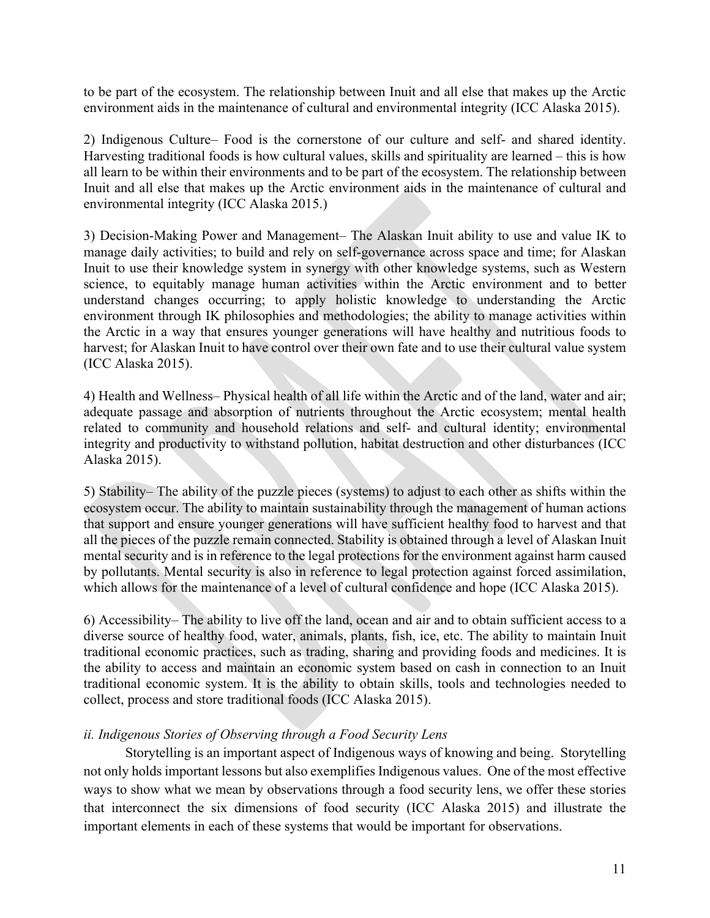to be part of the ecosystem. The relationship between Inuit and all else that makes up the Arctic environment aids in the maintenance of cultural and environmental integrity (ICC Alaska 2015).

2) Indigenous Culture– Food is the cornerstone of our culture and self- and shared identity. Harvesting traditional foods is how cultural values, skills and spirituality are learned – this is how all learn to be within their environments and to be part of the ecosystem. The relationship between Inuit and all else that makes up the Arctic environment aids in the maintenance of cultural and environmental integrity (ICC Alaska 2015.)

3) Decision-Making Power and Management– The Alaskan Inuit ability to use and value IK to manage daily activities; to build and rely on self-governance across space and time; for Alaskan Inuit to use their knowledge system in synergy with other knowledge systems, such as Western science, to equitably manage human activities within the Arctic environment and to better understand changes occurring; to apply holistic knowledge to understanding the Arctic environment through IK philosophies and methodologies; the ability to manage activities within the Arctic in a way that ensures younger generations will have healthy and nutritious foods to harvest; for Alaskan Inuit to have control over their own fate and to use their cultural value system (ICC Alaska 2015).

4) Health and Wellness– Physical health of all life within the Arctic and of the land, water and air; adequate passage and absorption of nutrients throughout the Arctic ecosystem; mental health related to community and household relations and self- and cultural identity; environmental integrity and productivity to withstand pollution, habitat destruction and other disturbances (ICC Alaska 2015).

5) Stability– The ability of the puzzle pieces (systems) to adjust to each other as shifts within the ecosystem occur. The ability to maintain sustainability through the management of human actions that support and ensure younger generations will have sufficient healthy food to harvest and that all the pieces of the puzzle remain connected. Stability is obtained through a level of Alaskan Inuit mental security and is in reference to the legal protections for the environment against harm caused by pollutants. Mental security is also in reference to legal protection against forced assimilation, which allows for the maintenance of a level of cultural confidence and hope (ICC Alaska 2015).

6) Accessibility– The ability to live off the land, ocean and air and to obtain sufficient access to a diverse source of healthy food, water, animals, plants, fish, ice, etc. The ability to maintain Inuit traditional economic practices, such as trading, sharing and providing foods and medicines. It is the ability to access and maintain an economic system based on cash in connection to an Inuit traditional economic system. It is the ability to obtain skills, tools and technologies needed to collect, process and store traditional foods (ICC Alaska 2015).

### *ii. Indigenous Stories of Observing through a Food Security Lens*

Storytelling is an important aspect of Indigenous ways of knowing and being. Storytelling not only holds important lessons but also exemplifies Indigenous values. One of the most effective ways to show what we mean by observations through a food security lens, we offer these stories that interconnect the six dimensions of food security (ICC Alaska 2015) and illustrate the important elements in each of these systems that would be important for observations.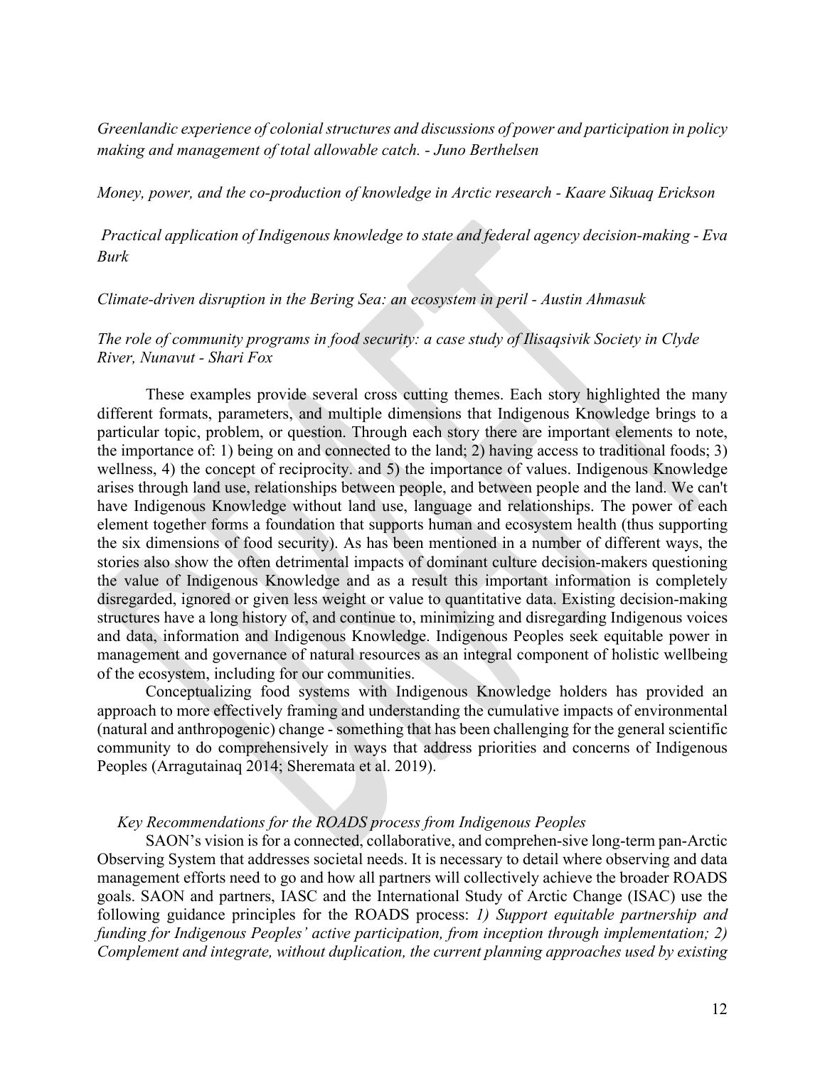*Greenlandic experience of colonial structures and discussions of power and participation in policy making and management of total allowable catch. - Juno Berthelsen*

*Money, power, and the co-production of knowledge in Arctic research - Kaare Sikuaq Erickson*

*Practical application of Indigenous knowledge to state and federal agency decision-making - Eva Burk*

*Climate-driven disruption in the Bering Sea: an ecosystem in peril - Austin Ahmasuk*

*The role of community programs in food security: a case study of Ilisaqsivik Society in Clyde River, Nunavut - Shari Fox*

These examples provide several cross cutting themes. Each story highlighted the many different formats, parameters, and multiple dimensions that Indigenous Knowledge brings to a particular topic, problem, or question. Through each story there are important elements to note, the importance of: 1) being on and connected to the land; 2) having access to traditional foods; 3) wellness, 4) the concept of reciprocity. and 5) the importance of values. Indigenous Knowledge arises through land use, relationships between people, and between people and the land. We can't have Indigenous Knowledge without land use, language and relationships. The power of each element together forms a foundation that supports human and ecosystem health (thus supporting the six dimensions of food security). As has been mentioned in a number of different ways, the stories also show the often detrimental impacts of dominant culture decision-makers questioning the value of Indigenous Knowledge and as a result this important information is completely disregarded, ignored or given less weight or value to quantitative data. Existing decision-making structures have a long history of, and continue to, minimizing and disregarding Indigenous voices and data, information and Indigenous Knowledge. Indigenous Peoples seek equitable power in management and governance of natural resources as an integral component of holistic wellbeing of the ecosystem, including for our communities.

Conceptualizing food systems with Indigenous Knowledge holders has provided an approach to more effectively framing and understanding the cumulative impacts of environmental (natural and anthropogenic) change - something that has been challenging for the general scientific community to do comprehensively in ways that address priorities and concerns of Indigenous Peoples (Arragutainaq 2014; Sheremata et al. 2019).

### *Key Recommendations for the ROADS process from Indigenous Peoples*

SAON's vision is for a connected, collaborative, and comprehen-sive long-term pan-Arctic Observing System that addresses societal needs. It is necessary to detail where observing and data management efforts need to go and how all partners will collectively achieve the broader ROADS goals. SAON and partners, IASC and the International Study of Arctic Change (ISAC) use the following guidance principles for the ROADS process: *1) Support equitable partnership and funding for Indigenous Peoples' active participation, from inception through implementation; 2) Complement and integrate, without duplication, the current planning approaches used by existing*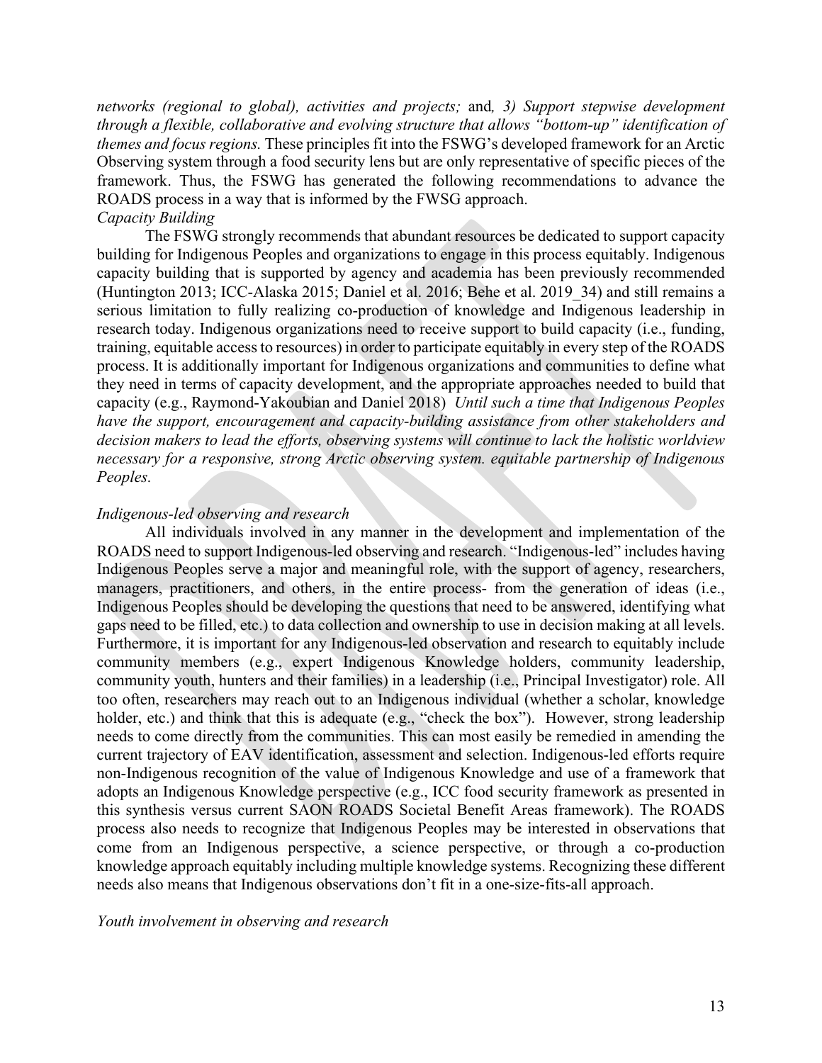*networks (regional to global), activities and projects;* and*, 3) Support stepwise development through a flexible, collaborative and evolving structure that allows "bottom-up" identification of themes and focus regions.* These principles fit into the FSWG's developed framework for an Arctic Observing system through a food security lens but are only representative of specific pieces of the framework. Thus, the FSWG has generated the following recommendations to advance the ROADS process in a way that is informed by the FWSG approach.

*Capacity Building*

The FSWG strongly recommends that abundant resources be dedicated to support capacity building for Indigenous Peoples and organizations to engage in this process equitably. Indigenous capacity building that is supported by agency and academia has been previously recommended (Huntington 2013; ICC-Alaska 2015; Daniel et al. 2016; Behe et al. 2019_34) and still remains a serious limitation to fully realizing co-production of knowledge and Indigenous leadership in research today. Indigenous organizations need to receive support to build capacity (i.e., funding, training, equitable access to resources) in order to participate equitably in every step of the ROADS process. It is additionally important for Indigenous organizations and communities to define what they need in terms of capacity development, and the appropriate approaches needed to build that capacity (e.g., Raymond-Yakoubian and Daniel 2018) *Until such a time that Indigenous Peoples have the support, encouragement and capacity-building assistance from other stakeholders and decision makers to lead the efforts, observing systems will continue to lack the holistic worldview necessary for a responsive, strong Arctic observing system. equitable partnership of Indigenous Peoples.*

*Indigenous-led observing and research*

All individuals involved in any manner in the development and implementation of the ROADS need to support Indigenous-led observing and research. "Indigenous-led" includes having Indigenous Peoples serve a major and meaningful role, with the support of agency, researchers, managers, practitioners, and others, in the entire process- from the generation of ideas (i.e., Indigenous Peoples should be developing the questions that need to be answered, identifying what gaps need to be filled, etc.) to data collection and ownership to use in decision making at all levels. Furthermore, it is important for any Indigenous-led observation and research to equitably include community members (e.g., expert Indigenous Knowledge holders, community leadership, community youth, hunters and their families) in a leadership (i.e., Principal Investigator) role. All too often, researchers may reach out to an Indigenous individual (whether a scholar, knowledge holder, etc.) and think that this is adequate (e.g., "check the box"). However, strong leadership needs to come directly from the communities. This can most easily be remedied in amending the current trajectory of EAV identification, assessment and selection. Indigenous-led efforts require non-Indigenous recognition of the value of Indigenous Knowledge and use of a framework that adopts an Indigenous Knowledge perspective (e.g., ICC food security framework as presented in this synthesis versus current SAON ROADS Societal Benefit Areas framework). The ROADS process also needs to recognize that Indigenous Peoples may be interested in observations that come from an Indigenous perspective, a science perspective, or through a co-production knowledge approach equitably including multiple knowledge systems. Recognizing these different needs also means that Indigenous observations don't fit in a one-size-fits-all approach.

*Youth involvement in observing and research*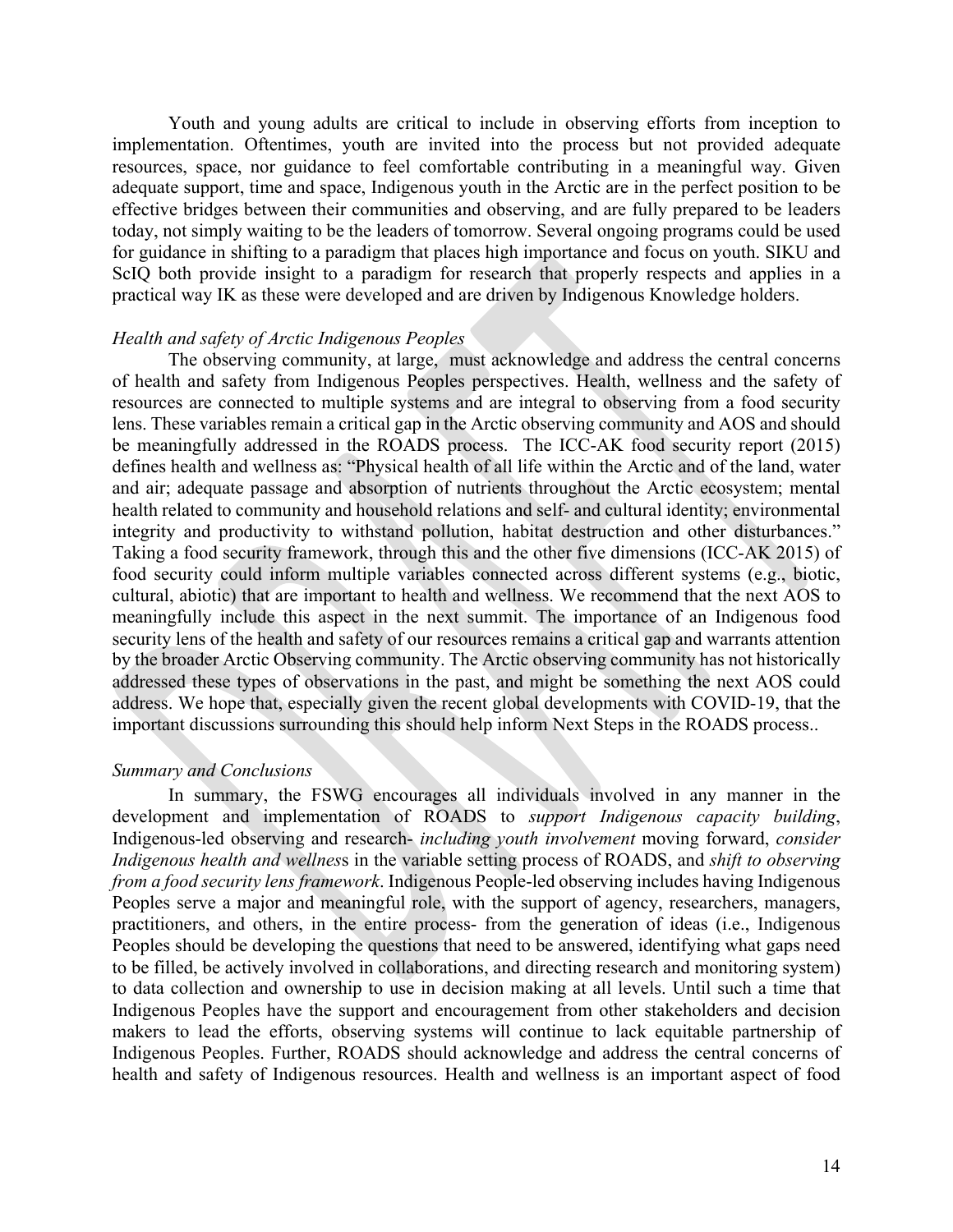Youth and young adults are critical to include in observing efforts from inception to implementation. Oftentimes, youth are invited into the process but not provided adequate resources, space, nor guidance to feel comfortable contributing in a meaningful way. Given adequate support, time and space, Indigenous youth in the Arctic are in the perfect position to be effective bridges between their communities and observing, and are fully prepared to be leaders today, not simply waiting to be the leaders of tomorrow. Several ongoing programs could be used for guidance in shifting to a paradigm that places high importance and focus on youth. SIKU and ScIQ both provide insight to a paradigm for research that properly respects and applies in a practical way IK as these were developed and are driven by Indigenous Knowledge holders.

*Health and safety of Arctic Indigenous Peoples*

The observing community, at large, must acknowledge and address the central concerns of health and safety from Indigenous Peoples perspectives. Health, wellness and the safety of resources are connected to multiple systems and are integral to observing from a food security lens. These variables remain a critical gap in the Arctic observing community and AOS and should be meaningfully addressed in the ROADS process. The ICC-AK food security report (2015) defines health and wellness as: "Physical health of all life within the Arctic and of the land, water and air; adequate passage and absorption of nutrients throughout the Arctic ecosystem; mental health related to community and household relations and self- and cultural identity; environmental integrity and productivity to withstand pollution, habitat destruction and other disturbances." Taking a food security framework, through this and the other five dimensions (ICC-AK 2015) of food security could inform multiple variables connected across different systems (e.g., biotic, cultural, abiotic) that are important to health and wellness. We recommend that the next AOS to meaningfully include this aspect in the next summit. The importance of an Indigenous food security lens of the health and safety of our resources remains a critical gap and warrants attention by the broader Arctic Observing community. The Arctic observing community has not historically addressed these types of observations in the past, and might be something the next AOS could address. We hope that, especially given the recent global developments with COVID-19, that the important discussions surrounding this should help inform Next Steps in the ROADS process..

*Summary and Conclusions*

In summary, the FSWG encourages all individuals involved in any manner in the development and implementation of ROADS to *support Indigenous capacity building*, Indigenous-led observing and research- *including youth involvement* moving forward, *consider Indigenous health and wellness* in the variable setting process of ROADS, and *shift to observing from a food security lens framework*. Indigenous People-led observing includes having Indigenous Peoples serve a major and meaningful role, with the support of agency, researchers, managers, practitioners, and others, in the entire process- from the generation of ideas (i.e., Indigenous Peoples should be developing the questions that need to be answered, identifying what gaps need to be filled, be actively involved in collaborations, and directing research and monitoring system) to data collection and ownership to use in decision making at all levels. Until such a time that Indigenous Peoples have the support and encouragement from other stakeholders and decision makers to lead the efforts, observing systems will continue to lack equitable partnership of Indigenous Peoples. Further, ROADS should acknowledge and address the central concerns of health and safety of Indigenous resources. Health and wellness is an important aspect of food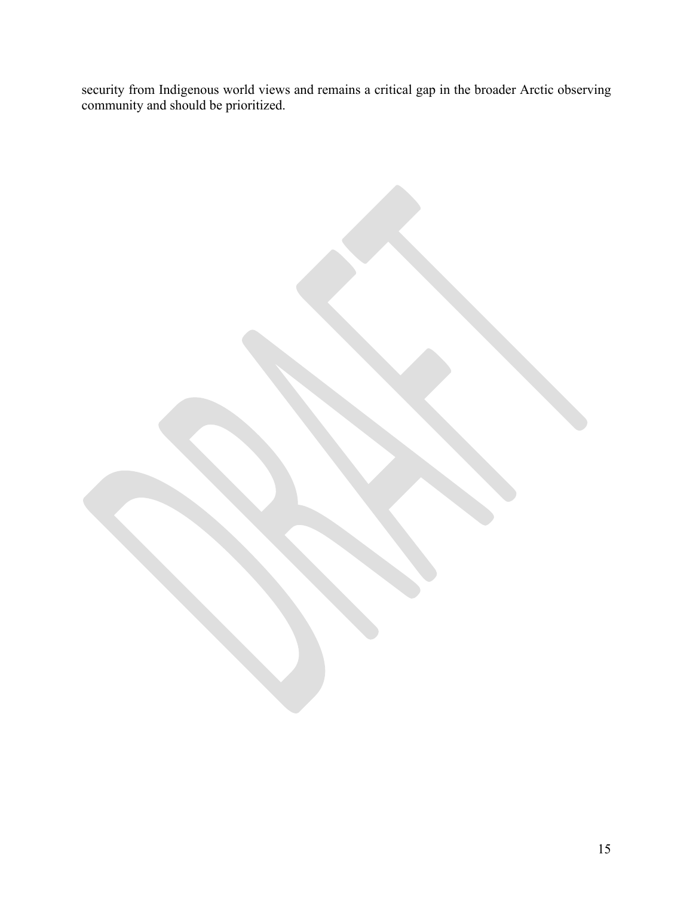security from Indigenous world views and remains a critical gap in the broader Arctic observing community and should be prioritized.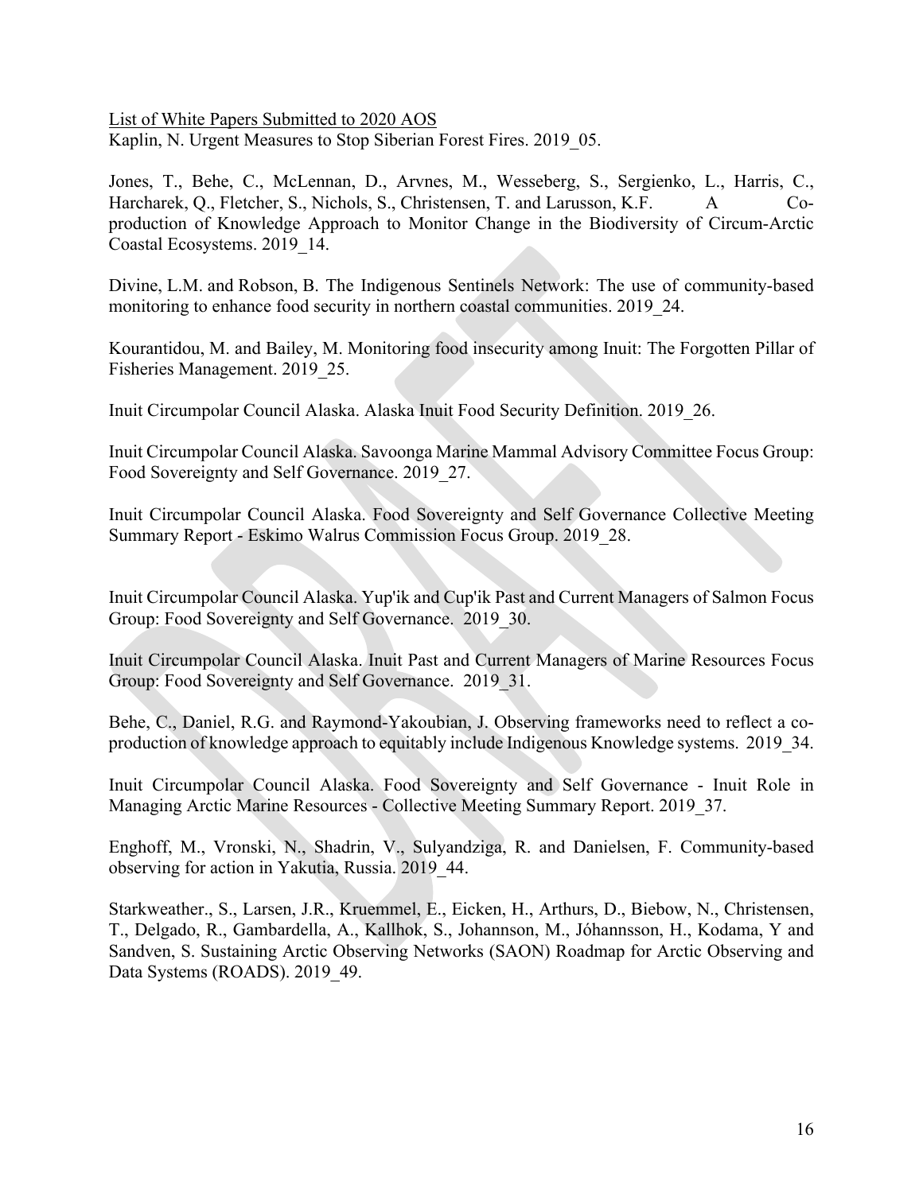List of White Papers Submitted to 2020 AOS

Kaplin, N. Urgent Measures to Stop Siberian Forest Fires. 2019_05.

Jones, T., Behe, C., McLennan, D., Arvnes, M., Wesseberg, S., Sergienko, L., Harris, C., Harcharek, Q., Fletcher, S., Nichols, S., Christensen, T. and Larusson, K.F. A Co-production of Knowledge Approach to Monitor Change in the Biodiversity of Circum-Arctic Coastal Ecosystems. 2019_14.

Divine, L.M. and Robson, B. The Indigenous Sentinels Network: The use of community-based monitoring to enhance food security in northern coastal communities. 2019_24.

Kourantidou, M. and Bailey, M. Monitoring food insecurity among Inuit: The Forgotten Pillar of Fisheries Management. 2019_25.

Inuit Circumpolar Council Alaska. Alaska Inuit Food Security Definition. 2019_26.

Inuit Circumpolar Council Alaska. Savoonga Marine Mammal Advisory Committee Focus Group: Food Sovereignty and Self Governance. 2019_27.

Inuit Circumpolar Council Alaska. Food Sovereignty and Self Governance Collective Meeting Summary Report - Eskimo Walrus Commission Focus Group. 2019_28.

Inuit Circumpolar Council Alaska. Yup'ik and Cup'ik Past and Current Managers of Salmon Focus Group: Food Sovereignty and Self Governance. 2019_30.

Inuit Circumpolar Council Alaska. Inuit Past and Current Managers of Marine Resources Focus Group: Food Sovereignty and Self Governance. 2019_31.

Behe, C., Daniel, R.G. and Raymond-Yakoubian, J. Observing frameworks need to reflect a co-production of knowledge approach to equitably include Indigenous Knowledge systems. 2019_34.

Inuit Circumpolar Council Alaska. Food Sovereignty and Self Governance - Inuit Role in Managing Arctic Marine Resources - Collective Meeting Summary Report. 2019_37.

Enghoff, M., Vronski, N., Shadrin, V., Sulyandziga, R. and Danielsen, F. Community-based observing for action in Yakutia, Russia. 2019_44.

Starkweather., S., Larsen, J.R., Kruemmel, E., Eicken, H., Arthurs, D., Biebow, N., Christensen, T., Delgado, R., Gambardella, A., Kallhok, S., Johannson, M., Jóhannsson, H., Kodama, Y and Sandven, S. Sustaining Arctic Observing Networks (SAON) Roadmap for Arctic Observing and Data Systems (ROADS). 2019_49.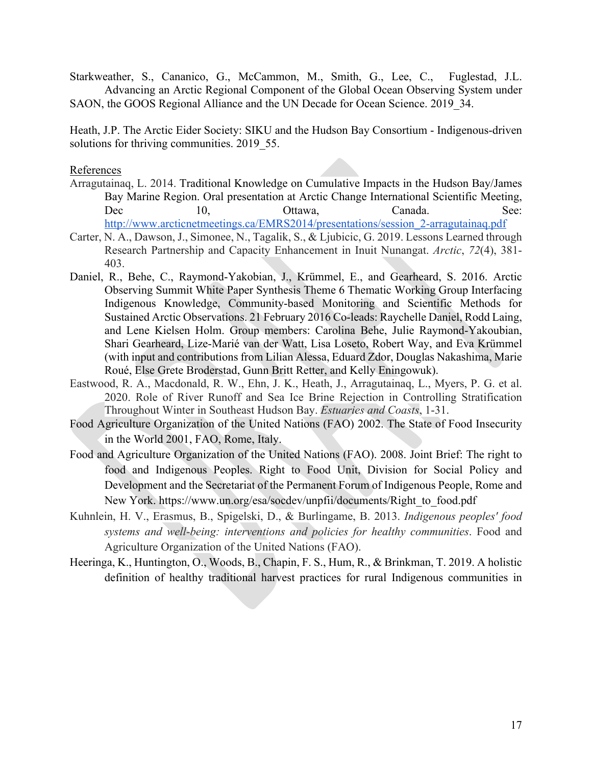Starkweather, S., Cananico, G., McCammon, M., Smith, G., Lee, C., Fuglestad, J.L. Advancing an Arctic Regional Component of the Global Ocean Observing System under SAON, the GOOS Regional Alliance and the UN Decade for Ocean Science. 2019_34.

Heath, J.P. The Arctic Eider Society: SIKU and the Hudson Bay Consortium - Indigenous-driven solutions for thriving communities. 2019_55.

References

- Arragutainaq, L. 2014. Traditional Knowledge on Cumulative Impacts in the Hudson Bay/James Bay Marine Region. Oral presentation at Arctic Change International Scientific Meeting, Dec 10, Ottawa, Canada. See: http://www.arcticnetmeetings.ca/EMRS2014/presentations/session_2-arragutainaq.pdf
- Carter, N. A., Dawson, J., Simonee, N., Tagalik, S., & Ljubicic, G. 2019. Lessons Learned through Research Partnership and Capacity Enhancement in Inuit Nunangat. *Arctic*, *72*(4), 381-403.
- Daniel, R., Behe, C., Raymond-Yakobian, J., Krümmel, E., and Gearheard, S. 2016. Arctic Observing Summit White Paper Synthesis Theme 6 Thematic Working Group Interfacing Indigenous Knowledge, Community-based Monitoring and Scientific Methods for Sustained Arctic Observations. 21 February 2016 Co-leads: Raychelle Daniel, Rodd Laing, and Lene Kielsen Holm. Group members: Carolina Behe, Julie Raymond-Yakoubian, Shari Gearheard, Lize-Marié van der Watt, Lisa Loseto, Robert Way, and Eva Krümmel (with input and contributions from Lilian Alessa, Eduard Zdor, Douglas Nakashima, Marie Roué, Else Grete Broderstad, Gunn Britt Retter, and Kelly Eningowuk).
- Eastwood, R. A., Macdonald, R. W., Ehn, J. K., Heath, J., Arragutainaq, L., Myers, P. G. et al. 2020. Role of River Runoff and Sea Ice Brine Rejection in Controlling Stratification Throughout Winter in Southeast Hudson Bay. *Estuaries and Coasts*, 1-31.
- Food Agriculture Organization of the United Nations (FAO) 2002. The State of Food Insecurity in the World 2001, FAO, Rome, Italy.
- Food and Agriculture Organization of the United Nations (FAO). 2008. Joint Brief: The right to food and Indigenous Peoples. Right to Food Unit, Division for Social Policy and Development and the Secretariat of the Permanent Forum of Indigenous People, Rome and New York. https://www.un.org/esa/socdev/unpfii/documents/Right_to_food.pdf
- Kuhnlein, H. V., Erasmus, B., Spigelski, D., & Burlingame, B. 2013. *Indigenous peoples' food systems and well-being: interventions and policies for healthy communities*. Food and Agriculture Organization of the United Nations (FAO).
- Heeringa, K., Huntington, O., Woods, B., Chapin, F. S., Hum, R., & Brinkman, T. 2019. A holistic definition of healthy traditional harvest practices for rural Indigenous communities in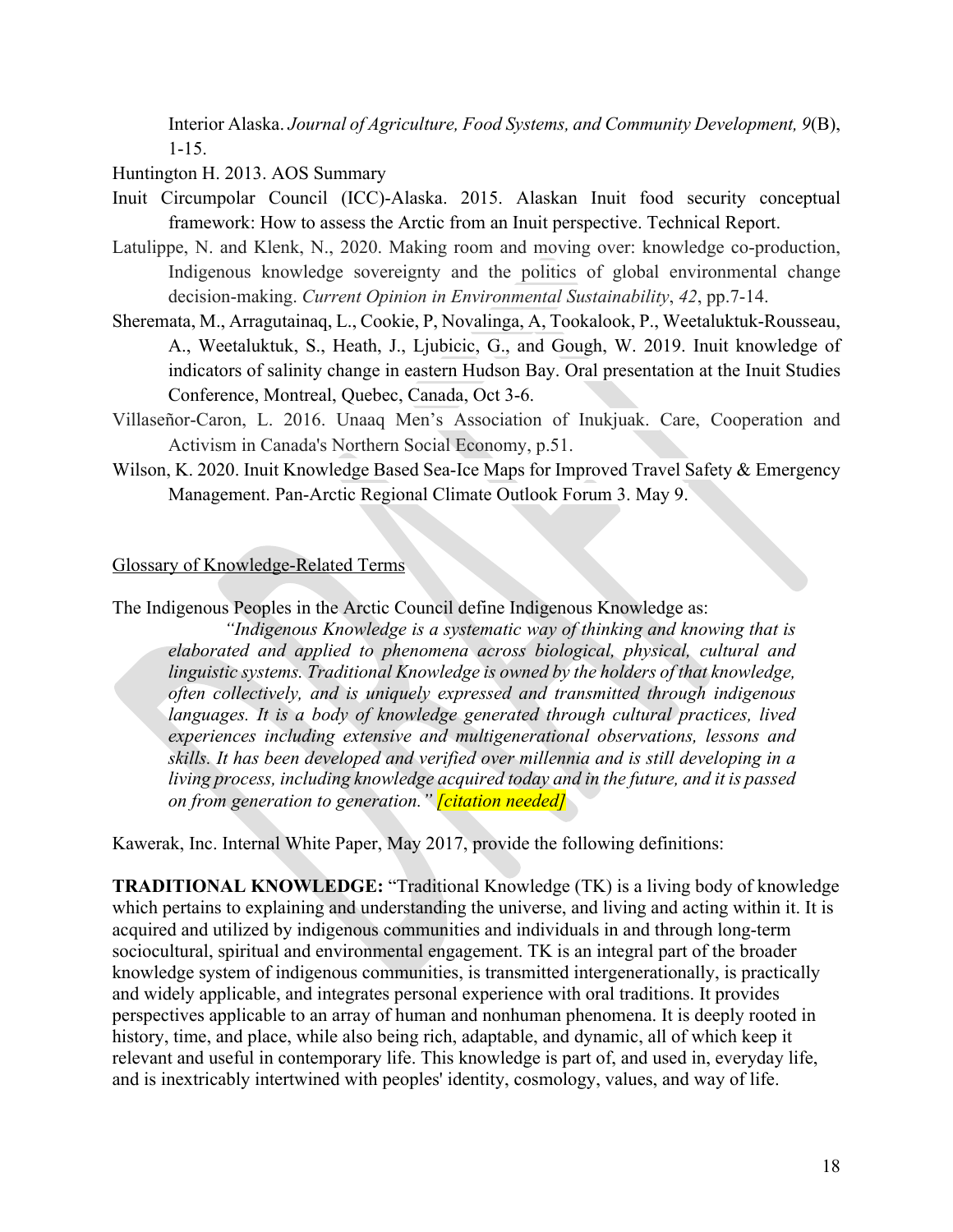Interior Alaska. *Journal of Agriculture, Food Systems, and Community Development, 9*(B), 1-15.

Huntington H. 2013. AOS Summary

Inuit Circumpolar Council (ICC)-Alaska. 2015. Alaskan Inuit food security conceptual framework: How to assess the Arctic from an Inuit perspective. Technical Report.

Latulippe, N. and Klenk, N., 2020. Making room and moving over: knowledge co-production, Indigenous knowledge sovereignty and the politics of global environmental change decision-making. *Current Opinion in Environmental Sustainability*, *42*, pp.7-14.

Sheremata, M., Arragutainaq, L., Cookie, P, Novalinga, A, Tookalook, P., Weetaluktuk-Rousseau, A., Weetaluktuk, S., Heath, J., Ljubicic, G., and Gough, W. 2019. Inuit knowledge of indicators of salinity change in eastern Hudson Bay. Oral presentation at the Inuit Studies Conference, Montreal, Quebec, Canada, Oct 3-6.

Villaseñor-Caron, L. 2016. Unaaq Men's Association of Inukjuak. Care, Cooperation and Activism in Canada's Northern Social Economy, p.51.

Wilson, K. 2020. Inuit Knowledge Based Sea-Ice Maps for Improved Travel Safety & Emergency Management. Pan-Arctic Regional Climate Outlook Forum 3. May 9.

## Glossary of Knowledge-Related Terms

The Indigenous Peoples in the Arctic Council define Indigenous Knowledge as:

> *"Indigenous Knowledge is a systematic way of thinking and knowing that is elaborated and applied to phenomena across biological, physical, cultural and linguistic systems. Traditional Knowledge is owned by the holders of that knowledge, often collectively, and is uniquely expressed and transmitted through indigenous languages. It is a body of knowledge generated through cultural practices, lived experiences including extensive and multigenerational observations, lessons and skills. It has been developed and verified over millennia and is still developing in a living process, including knowledge acquired today and in the future, and it is passed on from generation to generation." [citation needed]*

Kawerak, Inc. Internal White Paper, May 2017, provide the following definitions:

**TRADITIONAL KNOWLEDGE:** "Traditional Knowledge (TK) is a living body of knowledge which pertains to explaining and understanding the universe, and living and acting within it. It is acquired and utilized by indigenous communities and individuals in and through long-term sociocultural, spiritual and environmental engagement. TK is an integral part of the broader knowledge system of indigenous communities, is transmitted intergenerationally, is practically and widely applicable, and integrates personal experience with oral traditions. It provides perspectives applicable to an array of human and nonhuman phenomena. It is deeply rooted in history, time, and place, while also being rich, adaptable, and dynamic, all of which keep it relevant and useful in contemporary life. This knowledge is part of, and used in, everyday life, and is inextricably intertwined with peoples' identity, cosmology, values, and way of life.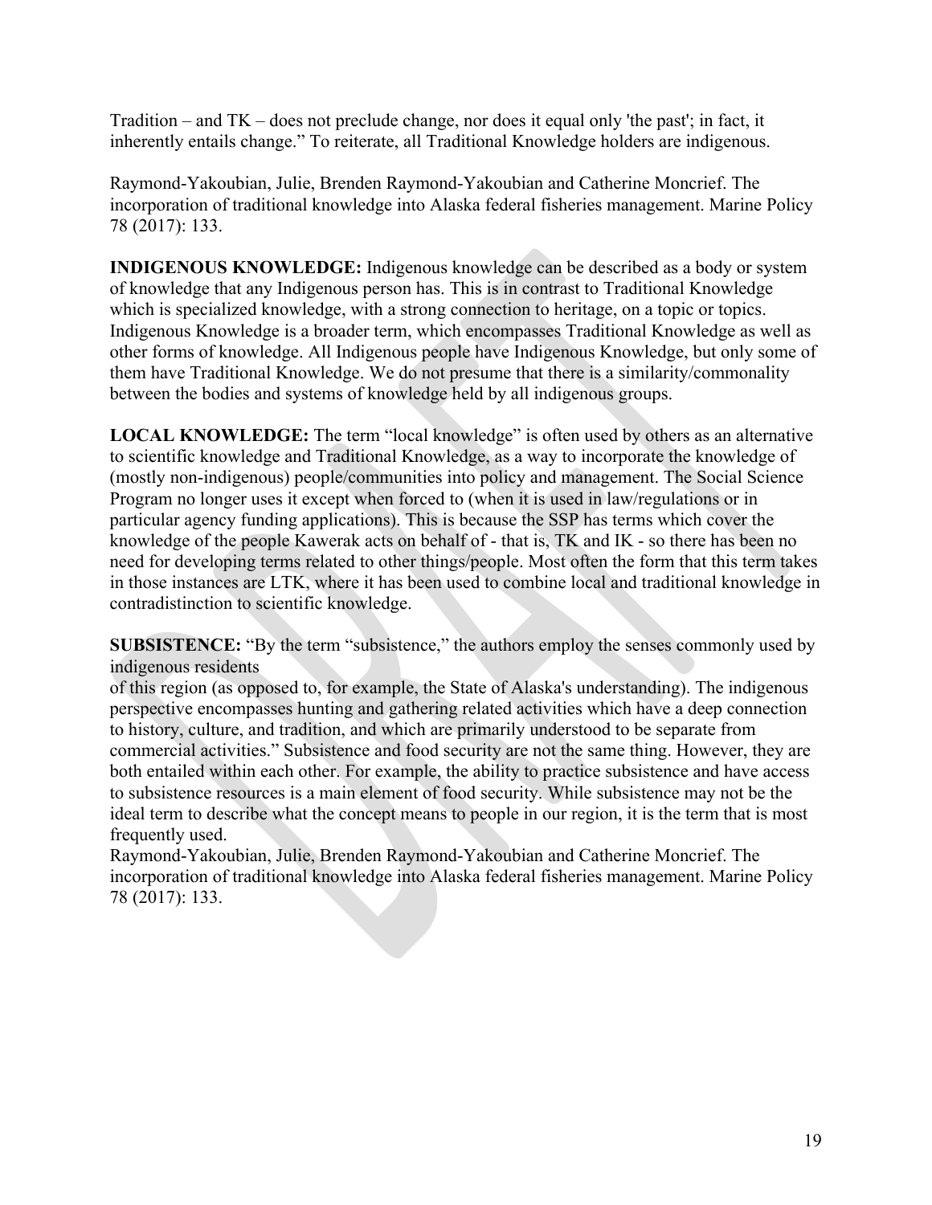Tradition – and TK – does not preclude change, nor does it equal only 'the past'; in fact, it inherently entails change." To reiterate, all Traditional Knowledge holders are indigenous.

Raymond-Yakoubian, Julie, Brenden Raymond-Yakoubian and Catherine Moncrief. The incorporation of traditional knowledge into Alaska federal fisheries management. Marine Policy 78 (2017): 133.

**INDIGENOUS KNOWLEDGE:** Indigenous knowledge can be described as a body or system of knowledge that any Indigenous person has. This is in contrast to Traditional Knowledge which is specialized knowledge, with a strong connection to heritage, on a topic or topics. Indigenous Knowledge is a broader term, which encompasses Traditional Knowledge as well as other forms of knowledge. All Indigenous people have Indigenous Knowledge, but only some of them have Traditional Knowledge. We do not presume that there is a similarity/commonality between the bodies and systems of knowledge held by all indigenous groups.

**LOCAL KNOWLEDGE:** The term "local knowledge" is often used by others as an alternative to scientific knowledge and Traditional Knowledge, as a way to incorporate the knowledge of (mostly non-indigenous) people/communities into policy and management. The Social Science Program no longer uses it except when forced to (when it is used in law/regulations or in particular agency funding applications). This is because the SSP has terms which cover the knowledge of the people Kawerak acts on behalf of - that is, TK and IK - so there has been no need for developing terms related to other things/people. Most often the form that this term takes in those instances are LTK, where it has been used to combine local and traditional knowledge in contradistinction to scientific knowledge.

**SUBSISTENCE:** "By the term "subsistence," the authors employ the senses commonly used by indigenous residents
of this region (as opposed to, for example, the State of Alaska's understanding). The indigenous perspective encompasses hunting and gathering related activities which have a deep connection to history, culture, and tradition, and which are primarily understood to be separate from commercial activities." Subsistence and food security are not the same thing. However, they are both entailed within each other. For example, the ability to practice subsistence and have access to subsistence resources is a main element of food security. While subsistence may not be the ideal term to describe what the concept means to people in our region, it is the term that is most frequently used.
Raymond-Yakoubian, Julie, Brenden Raymond-Yakoubian and Catherine Moncrief. The incorporation of traditional knowledge into Alaska federal fisheries management. Marine Policy 78 (2017): 133.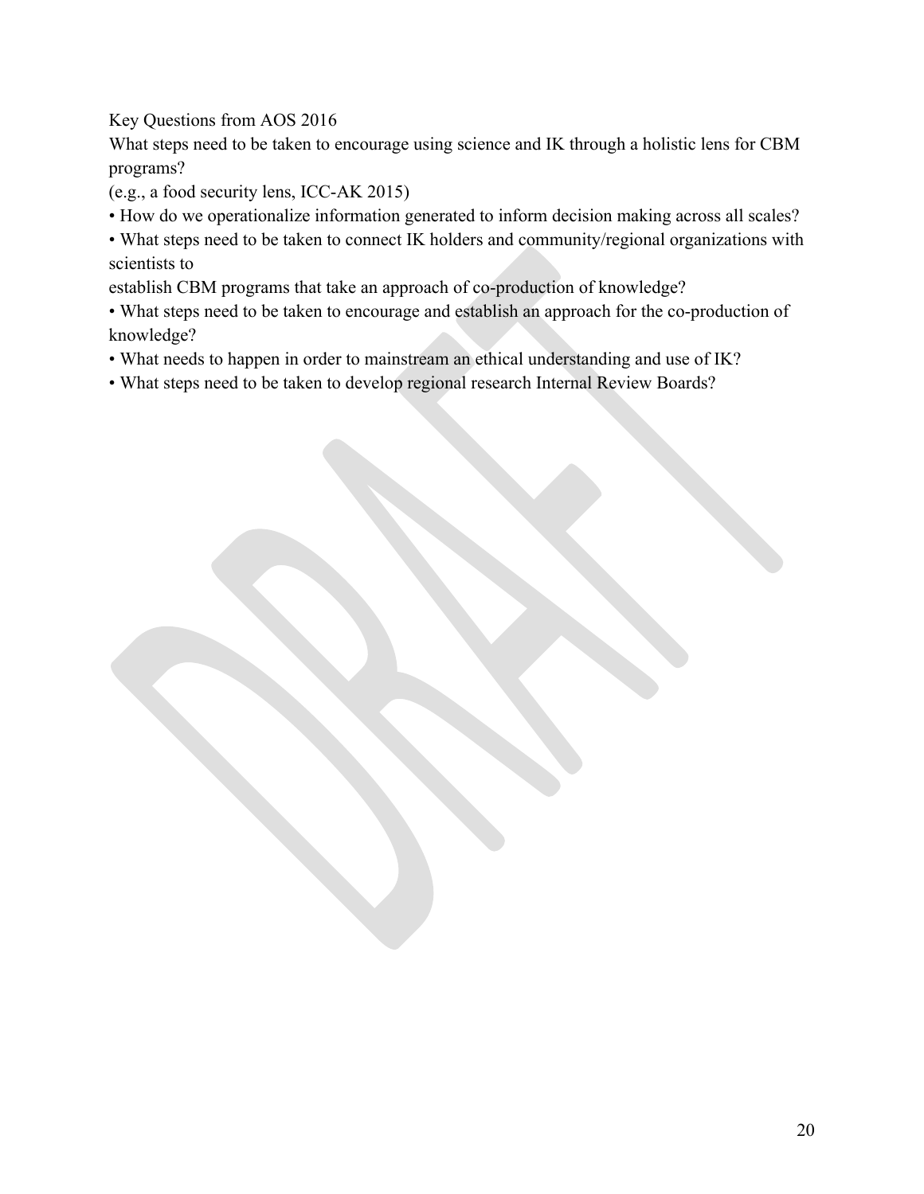Key Questions from AOS 2016

What steps need to be taken to encourage using science and IK through a holistic lens for CBM programs?

(e.g., a food security lens, ICC-AK 2015)

- How do we operationalize information generated to inform decision making across all scales?
- What steps need to be taken to connect IK holders and community/regional organizations with scientists to establish CBM programs that take an approach of co-production of knowledge?
- What steps need to be taken to encourage and establish an approach for the co-production of knowledge?
- What needs to happen in order to mainstream an ethical understanding and use of IK?
- What steps need to be taken to develop regional research Internal Review Boards?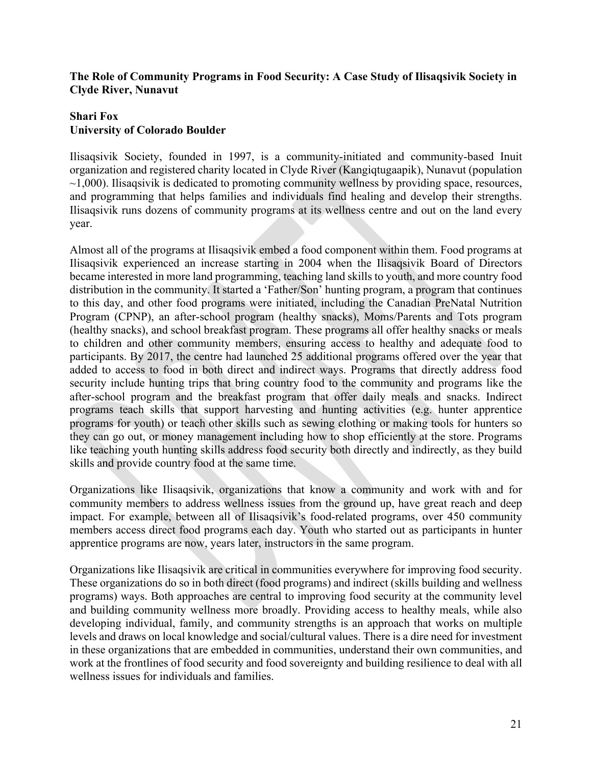**The Role of Community Programs in Food Security: A Case Study of Ilisaqsivik Society in Clyde River, Nunavut**

**Shari Fox**
**University of Colorado Boulder**

Ilisaqsivik Society, founded in 1997, is a community-initiated and community-based Inuit organization and registered charity located in Clyde River (Kangiqtugaapik), Nunavut (population ~1,000). Ilisaqsivik is dedicated to promoting community wellness by providing space, resources, and programming that helps families and individuals find healing and develop their strengths. Ilisaqsivik runs dozens of community programs at its wellness centre and out on the land every year.

Almost all of the programs at Ilisaqsivik embed a food component within them. Food programs at Ilisaqsivik experienced an increase starting in 2004 when the Ilisaqsivik Board of Directors became interested in more land programming, teaching land skills to youth, and more country food distribution in the community. It started a 'Father/Son' hunting program, a program that continues to this day, and other food programs were initiated, including the Canadian PreNatal Nutrition Program (CPNP), an after-school program (healthy snacks), Moms/Parents and Tots program (healthy snacks), and school breakfast program. These programs all offer healthy snacks or meals to children and other community members, ensuring access to healthy and adequate food to participants. By 2017, the centre had launched 25 additional programs offered over the year that added to access to food in both direct and indirect ways. Programs that directly address food security include hunting trips that bring country food to the community and programs like the after-school program and the breakfast program that offer daily meals and snacks. Indirect programs teach skills that support harvesting and hunting activities (e.g. hunter apprentice programs for youth) or teach other skills such as sewing clothing or making tools for hunters so they can go out, or money management including how to shop efficiently at the store. Programs like teaching youth hunting skills address food security both directly and indirectly, as they build skills and provide country food at the same time.

Organizations like Ilisaqsivik, organizations that know a community and work with and for community members to address wellness issues from the ground up, have great reach and deep impact. For example, between all of Ilisaqsivik's food-related programs, over 450 community members access direct food programs each day. Youth who started out as participants in hunter apprentice programs are now, years later, instructors in the same program.

Organizations like Ilisaqsivik are critical in communities everywhere for improving food security. These organizations do so in both direct (food programs) and indirect (skills building and wellness programs) ways. Both approaches are central to improving food security at the community level and building community wellness more broadly. Providing access to healthy meals, while also developing individual, family, and community strengths is an approach that works on multiple levels and draws on local knowledge and social/cultural values. There is a dire need for investment in these organizations that are embedded in communities, understand their own communities, and work at the frontlines of food security and food sovereignty and building resilience to deal with all wellness issues for individuals and families.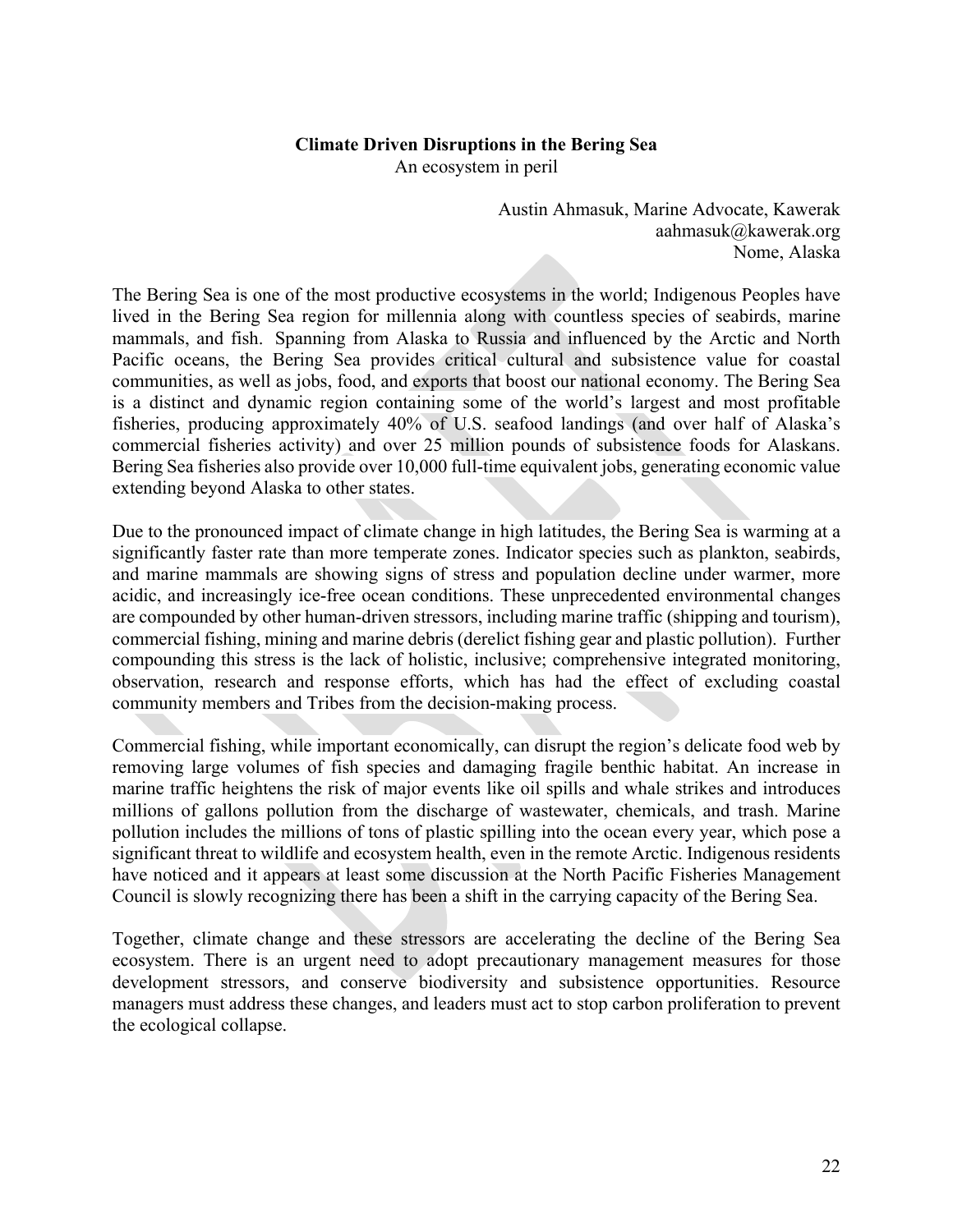**Climate Driven Disruptions in the Bering Sea**

An ecosystem in peril

Austin Ahmasuk, Marine Advocate, Kawerak
aahmasuk@kawerak.org
Nome, Alaska

The Bering Sea is one of the most productive ecosystems in the world; Indigenous Peoples have lived in the Bering Sea region for millennia along with countless species of seabirds, marine mammals, and fish. Spanning from Alaska to Russia and influenced by the Arctic and North Pacific oceans, the Bering Sea provides critical cultural and subsistence value for coastal communities, as well as jobs, food, and exports that boost our national economy. The Bering Sea is a distinct and dynamic region containing some of the world's largest and most profitable fisheries, producing approximately 40% of U.S. seafood landings (and over half of Alaska's commercial fisheries activity) and over 25 million pounds of subsistence foods for Alaskans. Bering Sea fisheries also provide over 10,000 full-time equivalent jobs, generating economic value extending beyond Alaska to other states.

Due to the pronounced impact of climate change in high latitudes, the Bering Sea is warming at a significantly faster rate than more temperate zones. Indicator species such as plankton, seabirds, and marine mammals are showing signs of stress and population decline under warmer, more acidic, and increasingly ice-free ocean conditions. These unprecedented environmental changes are compounded by other human-driven stressors, including marine traffic (shipping and tourism), commercial fishing, mining and marine debris (derelict fishing gear and plastic pollution). Further compounding this stress is the lack of holistic, inclusive; comprehensive integrated monitoring, observation, research and response efforts, which has had the effect of excluding coastal community members and Tribes from the decision-making process.

Commercial fishing, while important economically, can disrupt the region's delicate food web by removing large volumes of fish species and damaging fragile benthic habitat. An increase in marine traffic heightens the risk of major events like oil spills and whale strikes and introduces millions of gallons pollution from the discharge of wastewater, chemicals, and trash. Marine pollution includes the millions of tons of plastic spilling into the ocean every year, which pose a significant threat to wildlife and ecosystem health, even in the remote Arctic. Indigenous residents have noticed and it appears at least some discussion at the North Pacific Fisheries Management Council is slowly recognizing there has been a shift in the carrying capacity of the Bering Sea.

Together, climate change and these stressors are accelerating the decline of the Bering Sea ecosystem. There is an urgent need to adopt precautionary management measures for those development stressors, and conserve biodiversity and subsistence opportunities. Resource managers must address these changes, and leaders must act to stop carbon proliferation to prevent the ecological collapse.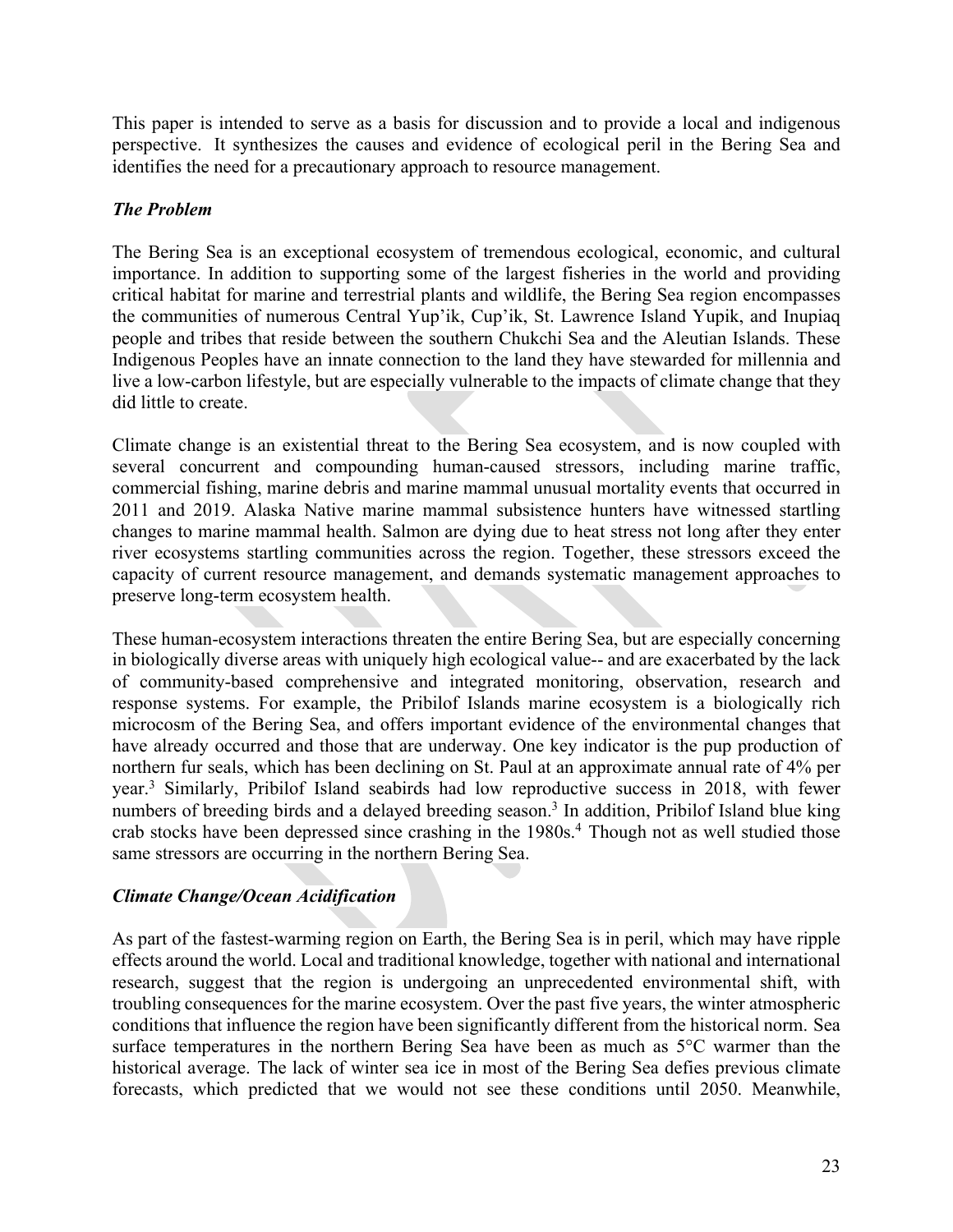This paper is intended to serve as a basis for discussion and to provide a local and indigenous perspective. It synthesizes the causes and evidence of ecological peril in the Bering Sea and identifies the need for a precautionary approach to resource management.

### *The Problem*

The Bering Sea is an exceptional ecosystem of tremendous ecological, economic, and cultural importance. In addition to supporting some of the largest fisheries in the world and providing critical habitat for marine and terrestrial plants and wildlife, the Bering Sea region encompasses the communities of numerous Central Yup'ik, Cup'ik, St. Lawrence Island Yupik, and Inupiaq people and tribes that reside between the southern Chukchi Sea and the Aleutian Islands. These Indigenous Peoples have an innate connection to the land they have stewarded for millennia and live a low-carbon lifestyle, but are especially vulnerable to the impacts of climate change that they did little to create.

Climate change is an existential threat to the Bering Sea ecosystem, and is now coupled with several concurrent and compounding human-caused stressors, including marine traffic, commercial fishing, marine debris and marine mammal unusual mortality events that occurred in 2011 and 2019. Alaska Native marine mammal subsistence hunters have witnessed startling changes to marine mammal health. Salmon are dying due to heat stress not long after they enter river ecosystems startling communities across the region. Together, these stressors exceed the capacity of current resource management, and demands systematic management approaches to preserve long-term ecosystem health.

These human-ecosystem interactions threaten the entire Bering Sea, but are especially concerning in biologically diverse areas with uniquely high ecological value-- and are exacerbated by the lack of community-based comprehensive and integrated monitoring, observation, research and response systems. For example, the Pribilof Islands marine ecosystem is a biologically rich microcosm of the Bering Sea, and offers important evidence of the environmental changes that have already occurred and those that are underway. One key indicator is the pup production of northern fur seals, which has been declining on St. Paul at an approximate annual rate of 4% per year.[3] Similarly, Pribilof Island seabirds had low reproductive success in 2018, with fewer numbers of breeding birds and a delayed breeding season.[3] In addition, Pribilof Island blue king crab stocks have been depressed since crashing in the 1980s.[4] Though not as well studied those same stressors are occurring in the northern Bering Sea.

### *Climate Change/Ocean Acidification*

As part of the fastest-warming region on Earth, the Bering Sea is in peril, which may have ripple effects around the world. Local and traditional knowledge, together with national and international research, suggest that the region is undergoing an unprecedented environmental shift, with troubling consequences for the marine ecosystem. Over the past five years, the winter atmospheric conditions that influence the region have been significantly different from the historical norm. Sea surface temperatures in the northern Bering Sea have been as much as 5°C warmer than the historical average. The lack of winter sea ice in most of the Bering Sea defies previous climate forecasts, which predicted that we would not see these conditions until 2050. Meanwhile,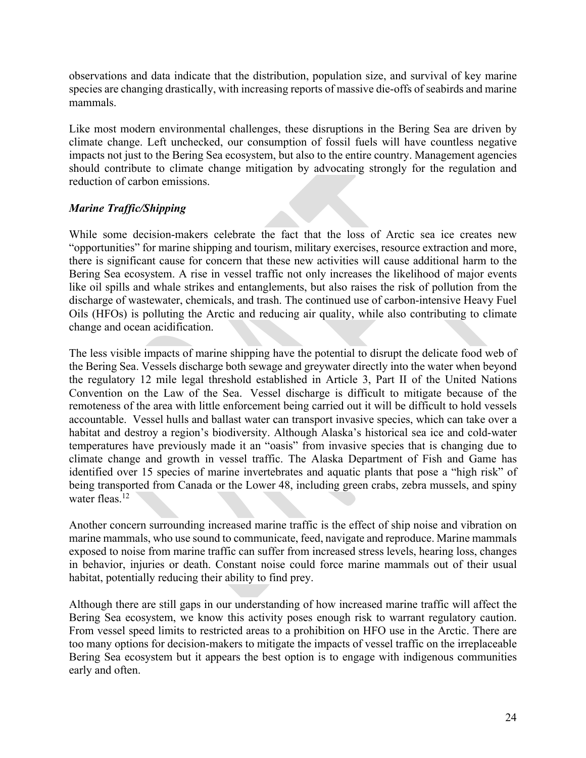observations and data indicate that the distribution, population size, and survival of key marine species are changing drastically, with increasing reports of massive die-offs of seabirds and marine mammals.

Like most modern environmental challenges, these disruptions in the Bering Sea are driven by climate change. Left unchecked, our consumption of fossil fuels will have countless negative impacts not just to the Bering Sea ecosystem, but also to the entire country. Management agencies should contribute to climate change mitigation by advocating strongly for the regulation and reduction of carbon emissions.

### *Marine Traffic/Shipping*

While some decision-makers celebrate the fact that the loss of Arctic sea ice creates new "opportunities" for marine shipping and tourism, military exercises, resource extraction and more, there is significant cause for concern that these new activities will cause additional harm to the Bering Sea ecosystem. A rise in vessel traffic not only increases the likelihood of major events like oil spills and whale strikes and entanglements, but also raises the risk of pollution from the discharge of wastewater, chemicals, and trash. The continued use of carbon-intensive Heavy Fuel Oils (HFOs) is polluting the Arctic and reducing air quality, while also contributing to climate change and ocean acidification.

The less visible impacts of marine shipping have the potential to disrupt the delicate food web of the Bering Sea. Vessels discharge both sewage and greywater directly into the water when beyond the regulatory 12 mile legal threshold established in Article 3, Part II of the United Nations Convention on the Law of the Sea. Vessel discharge is difficult to mitigate because of the remoteness of the area with little enforcement being carried out it will be difficult to hold vessels accountable. Vessel hulls and ballast water can transport invasive species, which can take over a habitat and destroy a region's biodiversity. Although Alaska's historical sea ice and cold-water temperatures have previously made it an "oasis" from invasive species that is changing due to climate change and growth in vessel traffic. The Alaska Department of Fish and Game has identified over 15 species of marine invertebrates and aquatic plants that pose a "high risk" of being transported from Canada or the Lower 48, including green crabs, zebra mussels, and spiny water fleas.[12]

Another concern surrounding increased marine traffic is the effect of ship noise and vibration on marine mammals, who use sound to communicate, feed, navigate and reproduce. Marine mammals exposed to noise from marine traffic can suffer from increased stress levels, hearing loss, changes in behavior, injuries or death. Constant noise could force marine mammals out of their usual habitat, potentially reducing their ability to find prey.

Although there are still gaps in our understanding of how increased marine traffic will affect the Bering Sea ecosystem, we know this activity poses enough risk to warrant regulatory caution. From vessel speed limits to restricted areas to a prohibition on HFO use in the Arctic. There are too many options for decision-makers to mitigate the impacts of vessel traffic on the irreplaceable Bering Sea ecosystem but it appears the best option is to engage with indigenous communities early and often.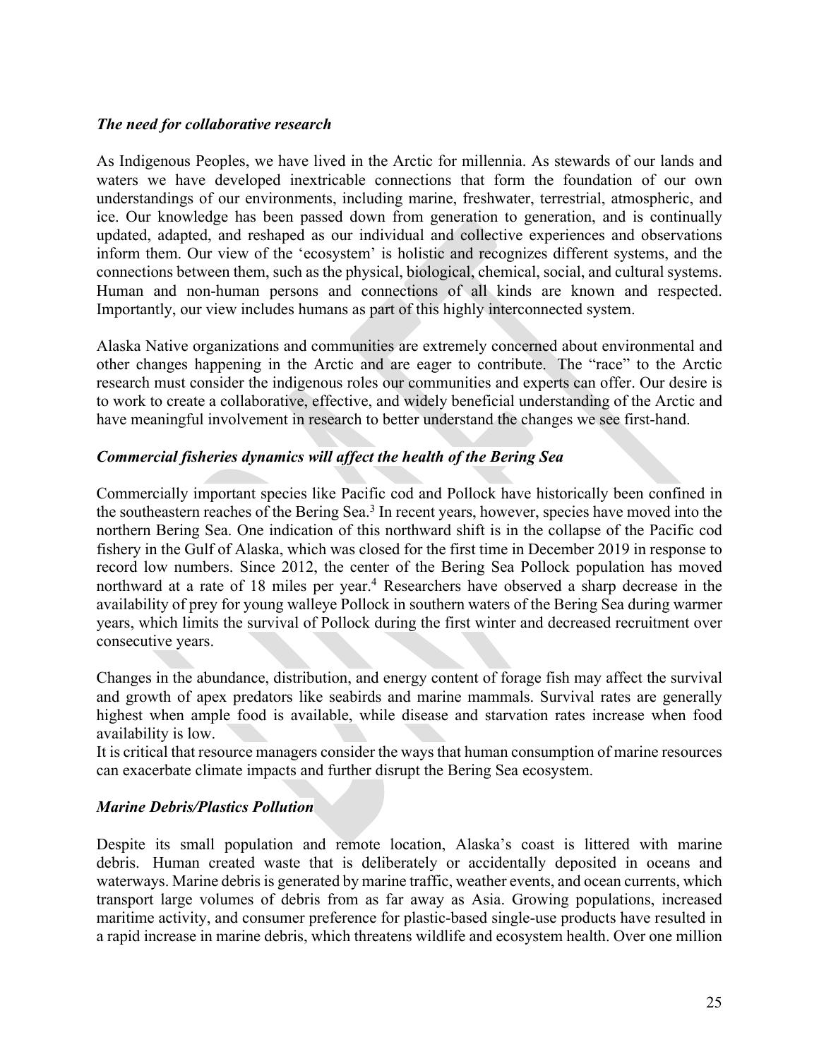### *The need for collaborative research*

As Indigenous Peoples, we have lived in the Arctic for millennia. As stewards of our lands and waters we have developed inextricable connections that form the foundation of our own understandings of our environments, including marine, freshwater, terrestrial, atmospheric, and ice. Our knowledge has been passed down from generation to generation, and is continually updated, adapted, and reshaped as our individual and collective experiences and observations inform them. Our view of the 'ecosystem' is holistic and recognizes different systems, and the connections between them, such as the physical, biological, chemical, social, and cultural systems. Human and non-human persons and connections of all kinds are known and respected. Importantly, our view includes humans as part of this highly interconnected system.

Alaska Native organizations and communities are extremely concerned about environmental and other changes happening in the Arctic and are eager to contribute. The "race" to the Arctic research must consider the indigenous roles our communities and experts can offer. Our desire is to work to create a collaborative, effective, and widely beneficial understanding of the Arctic and have meaningful involvement in research to better understand the changes we see first-hand.

### *Commercial fisheries dynamics will affect the health of the Bering Sea*

Commercially important species like Pacific cod and Pollock have historically been confined in the southeastern reaches of the Bering Sea.[3] In recent years, however, species have moved into the northern Bering Sea. One indication of this northward shift is in the collapse of the Pacific cod fishery in the Gulf of Alaska, which was closed for the first time in December 2019 in response to record low numbers. Since 2012, the center of the Bering Sea Pollock population has moved northward at a rate of 18 miles per year.[4] Researchers have observed a sharp decrease in the availability of prey for young walleye Pollock in southern waters of the Bering Sea during warmer years, which limits the survival of Pollock during the first winter and decreased recruitment over consecutive years.

Changes in the abundance, distribution, and energy content of forage fish may affect the survival and growth of apex predators like seabirds and marine mammals. Survival rates are generally highest when ample food is available, while disease and starvation rates increase when food availability is low.

It is critical that resource managers consider the ways that human consumption of marine resources can exacerbate climate impacts and further disrupt the Bering Sea ecosystem.

### *Marine Debris/Plastics Pollution*

Despite its small population and remote location, Alaska's coast is littered with marine debris. Human created waste that is deliberately or accidentally deposited in oceans and waterways. Marine debris is generated by marine traffic, weather events, and ocean currents, which transport large volumes of debris from as far away as Asia. Growing populations, increased maritime activity, and consumer preference for plastic-based single-use products have resulted in a rapid increase in marine debris, which threatens wildlife and ecosystem health. Over one million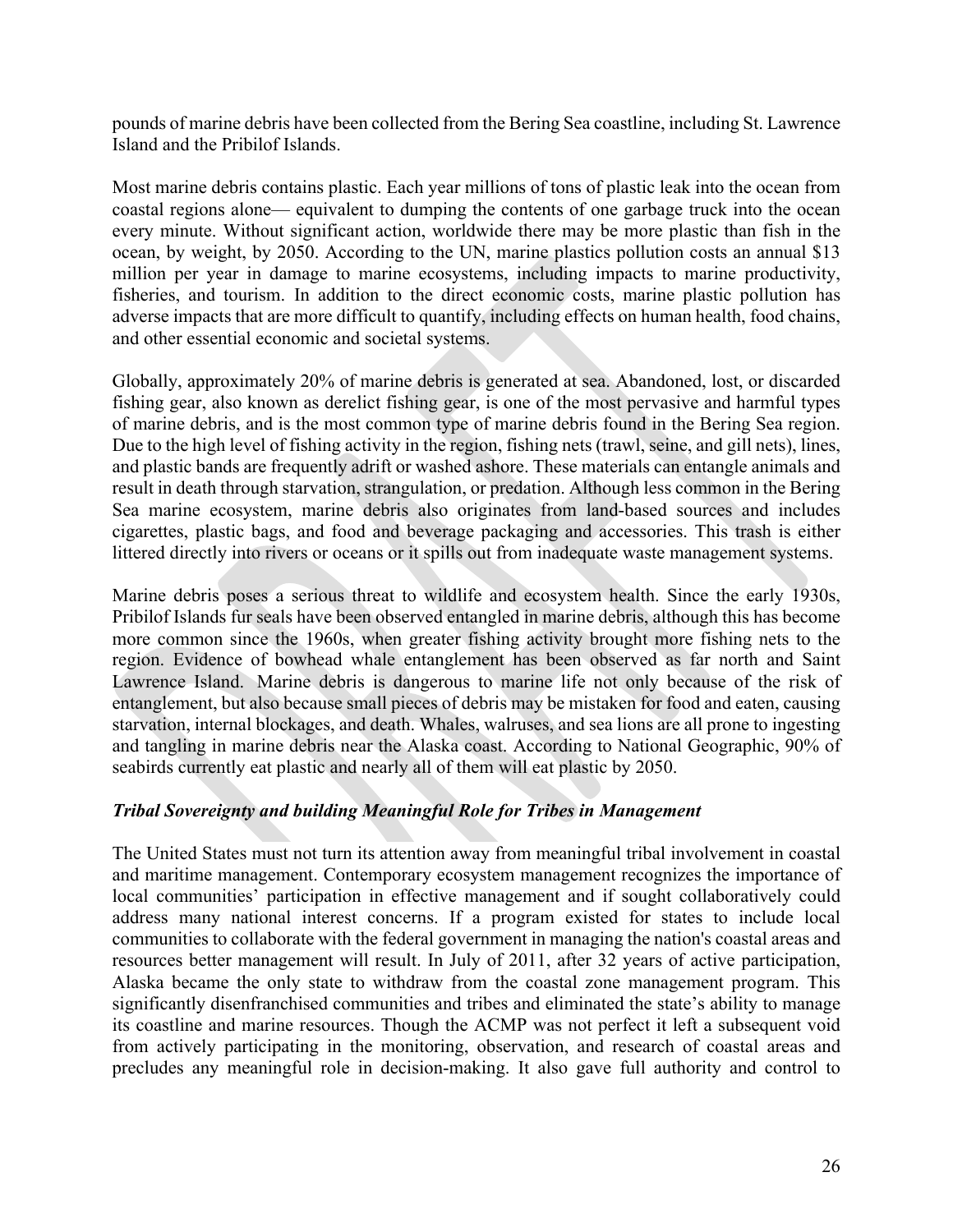pounds of marine debris have been collected from the Bering Sea coastline, including St. Lawrence Island and the Pribilof Islands.

Most marine debris contains plastic. Each year millions of tons of plastic leak into the ocean from coastal regions alone— equivalent to dumping the contents of one garbage truck into the ocean every minute. Without significant action, worldwide there may be more plastic than fish in the ocean, by weight, by 2050. According to the UN, marine plastics pollution costs an annual $13 million per year in damage to marine ecosystems, including impacts to marine productivity, fisheries, and tourism. In addition to the direct economic costs, marine plastic pollution has adverse impacts that are more difficult to quantify, including effects on human health, food chains, and other essential economic and societal systems.

Globally, approximately 20% of marine debris is generated at sea. Abandoned, lost, or discarded fishing gear, also known as derelict fishing gear, is one of the most pervasive and harmful types of marine debris, and is the most common type of marine debris found in the Bering Sea region. Due to the high level of fishing activity in the region, fishing nets (trawl, seine, and gill nets), lines, and plastic bands are frequently adrift or washed ashore. These materials can entangle animals and result in death through starvation, strangulation, or predation. Although less common in the Bering Sea marine ecosystem, marine debris also originates from land-based sources and includes cigarettes, plastic bags, and food and beverage packaging and accessories. This trash is either littered directly into rivers or oceans or it spills out from inadequate waste management systems.

Marine debris poses a serious threat to wildlife and ecosystem health. Since the early 1930s, Pribilof Islands fur seals have been observed entangled in marine debris, although this has become more common since the 1960s, when greater fishing activity brought more fishing nets to the region. Evidence of bowhead whale entanglement has been observed as far north and Saint Lawrence Island. Marine debris is dangerous to marine life not only because of the risk of entanglement, but also because small pieces of debris may be mistaken for food and eaten, causing starvation, internal blockages, and death. Whales, walruses, and sea lions are all prone to ingesting and tangling in marine debris near the Alaska coast. According to National Geographic, 90% of seabirds currently eat plastic and nearly all of them will eat plastic by 2050.

### *Tribal Sovereignty and building Meaningful Role for Tribes in Management*

The United States must not turn its attention away from meaningful tribal involvement in coastal and maritime management. Contemporary ecosystem management recognizes the importance of local communities' participation in effective management and if sought collaboratively could address many national interest concerns. If a program existed for states to include local communities to collaborate with the federal government in managing the nation's coastal areas and resources better management will result. In July of 2011, after 32 years of active participation, Alaska became the only state to withdraw from the coastal zone management program. This significantly disenfranchised communities and tribes and eliminated the state's ability to manage its coastline and marine resources. Though the ACMP was not perfect it left a subsequent void from actively participating in the monitoring, observation, and research of coastal areas and precludes any meaningful role in decision-making. It also gave full authority and control to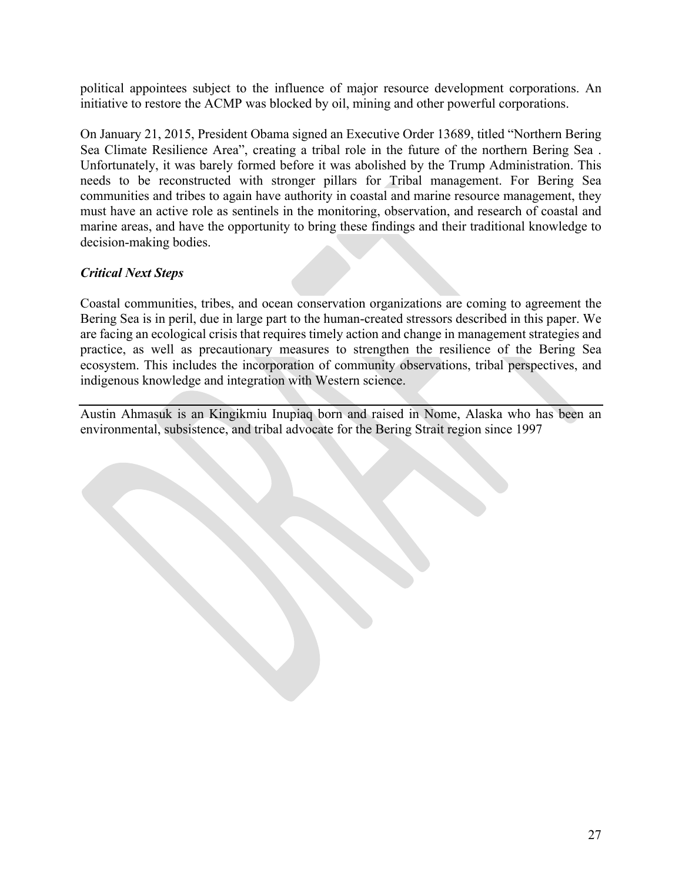political appointees subject to the influence of major resource development corporations. An initiative to restore the ACMP was blocked by oil, mining and other powerful corporations.

On January 21, 2015, President Obama signed an Executive Order 13689, titled "Northern Bering Sea Climate Resilience Area", creating a tribal role in the future of the northern Bering Sea . Unfortunately, it was barely formed before it was abolished by the Trump Administration. This needs to be reconstructed with stronger pillars for Tribal management. For Bering Sea communities and tribes to again have authority in coastal and marine resource management, they must have an active role as sentinels in the monitoring, observation, and research of coastal and marine areas, and have the opportunity to bring these findings and their traditional knowledge to decision-making bodies.

***Critical Next Steps***

Coastal communities, tribes, and ocean conservation organizations are coming to agreement the Bering Sea is in peril, due in large part to the human-created stressors described in this paper. We are facing an ecological crisis that requires timely action and change in management strategies and practice, as well as precautionary measures to strengthen the resilience of the Bering Sea ecosystem. This includes the incorporation of community observations, tribal perspectives, and indigenous knowledge and integration with Western science.

---

Austin Ahmasuk is an Kingikmiu Inupiaq born and raised in Nome, Alaska who has been an environmental, subsistence, and tribal advocate for the Bering Strait region since 1997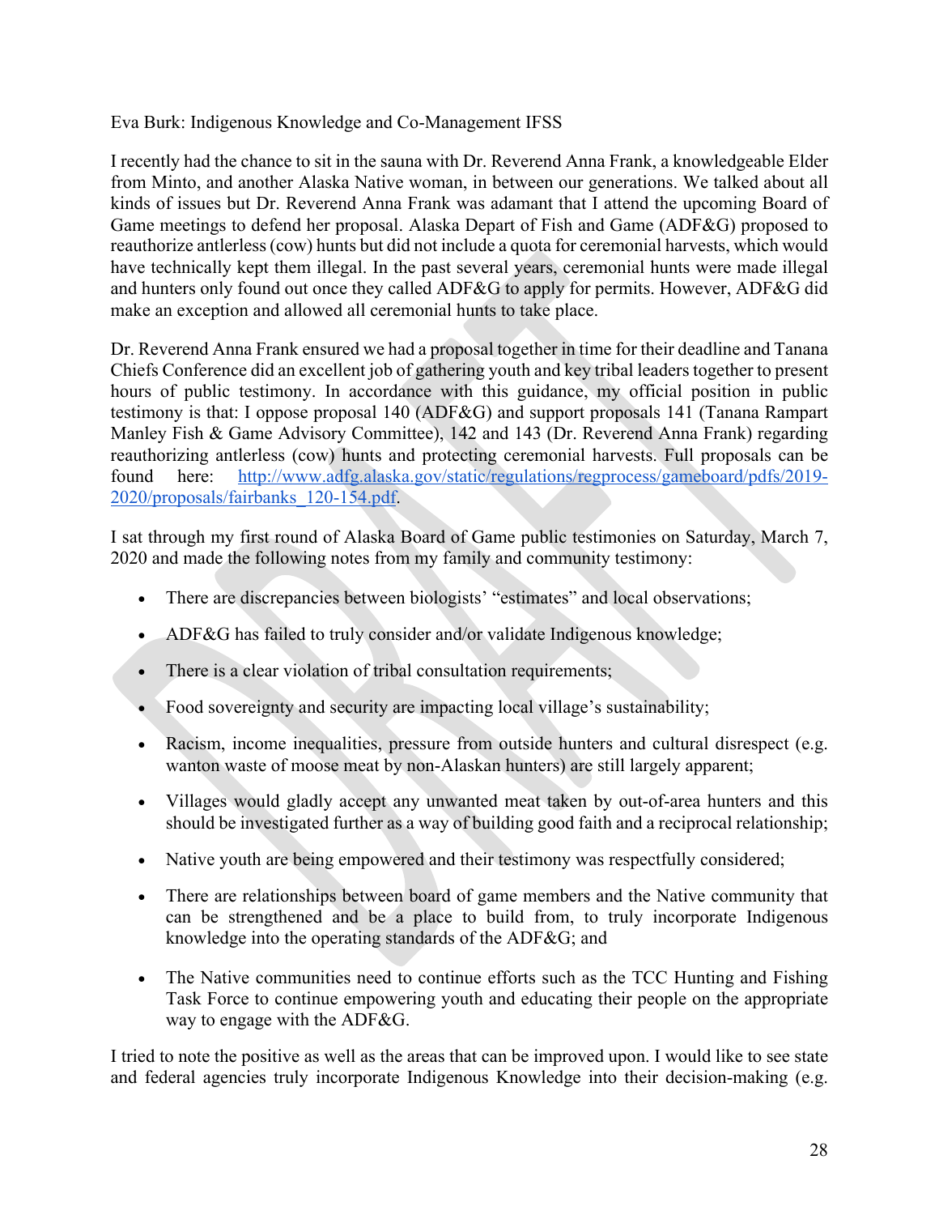Eva Burk: Indigenous Knowledge and Co-Management IFSS

I recently had the chance to sit in the sauna with Dr. Reverend Anna Frank, a knowledgeable Elder from Minto, and another Alaska Native woman, in between our generations. We talked about all kinds of issues but Dr. Reverend Anna Frank was adamant that I attend the upcoming Board of Game meetings to defend her proposal. Alaska Depart of Fish and Game (ADF&G) proposed to reauthorize antlerless (cow) hunts but did not include a quota for ceremonial harvests, which would have technically kept them illegal. In the past several years, ceremonial hunts were made illegal and hunters only found out once they called ADF&G to apply for permits. However, ADF&G did make an exception and allowed all ceremonial hunts to take place.

Dr. Reverend Anna Frank ensured we had a proposal together in time for their deadline and Tanana Chiefs Conference did an excellent job of gathering youth and key tribal leaders together to present hours of public testimony. In accordance with this guidance, my official position in public testimony is that: I oppose proposal 140 (ADF&G) and support proposals 141 (Tanana Rampart Manley Fish & Game Advisory Committee), 142 and 143 (Dr. Reverend Anna Frank) regarding reauthorizing antlerless (cow) hunts and protecting ceremonial harvests. Full proposals can be found here: [http://www.adfg.alaska.gov/static/regulations/regprocess/gameboard/pdfs/2019-2020/proposals/fairbanks_120-154.pdf](http://www.adfg.alaska.gov/static/regulations/regprocess/gameboard/pdfs/2019-2020/proposals/fairbanks_120-154.pdf).

I sat through my first round of Alaska Board of Game public testimonies on Saturday, March 7, 2020 and made the following notes from my family and community testimony:

- There are discrepancies between biologists' "estimates" and local observations;
- ADF&G has failed to truly consider and/or validate Indigenous knowledge;
- There is a clear violation of tribal consultation requirements;
- Food sovereignty and security are impacting local village's sustainability;
- Racism, income inequalities, pressure from outside hunters and cultural disrespect (e.g. wanton waste of moose meat by non-Alaskan hunters) are still largely apparent;
- Villages would gladly accept any unwanted meat taken by out-of-area hunters and this should be investigated further as a way of building good faith and a reciprocal relationship;
- Native youth are being empowered and their testimony was respectfully considered;
- There are relationships between board of game members and the Native community that can be strengthened and be a place to build from, to truly incorporate Indigenous knowledge into the operating standards of the ADF&G; and
- The Native communities need to continue efforts such as the TCC Hunting and Fishing Task Force to continue empowering youth and educating their people on the appropriate way to engage with the ADF&G.

I tried to note the positive as well as the areas that can be improved upon. I would like to see state and federal agencies truly incorporate Indigenous Knowledge into their decision-making (e.g.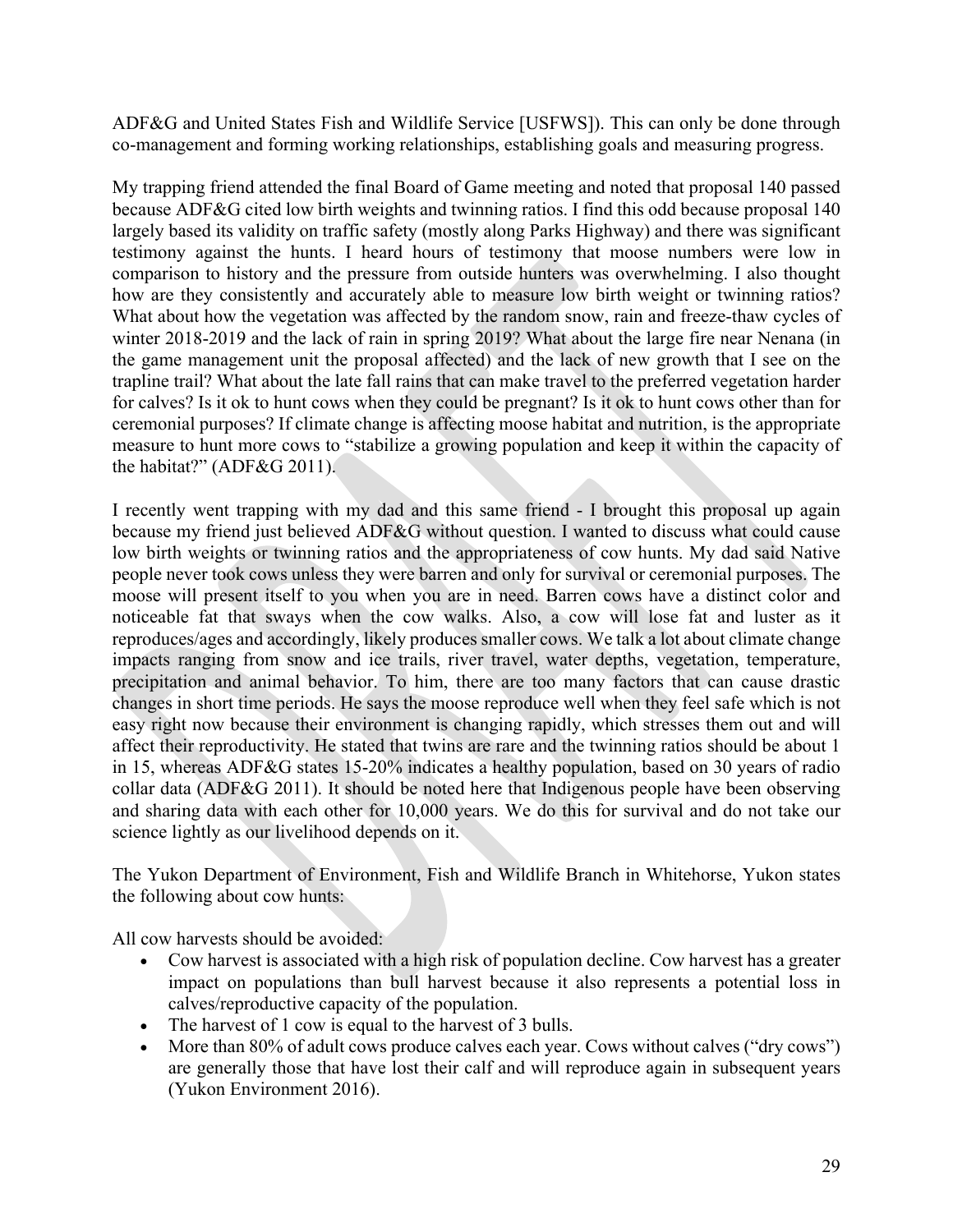ADF&G and United States Fish and Wildlife Service [USFWS]). This can only be done through co-management and forming working relationships, establishing goals and measuring progress.

My trapping friend attended the final Board of Game meeting and noted that proposal 140 passed because ADF&G cited low birth weights and twinning ratios. I find this odd because proposal 140 largely based its validity on traffic safety (mostly along Parks Highway) and there was significant testimony against the hunts. I heard hours of testimony that moose numbers were low in comparison to history and the pressure from outside hunters was overwhelming. I also thought how are they consistently and accurately able to measure low birth weight or twinning ratios? What about how the vegetation was affected by the random snow, rain and freeze-thaw cycles of winter 2018-2019 and the lack of rain in spring 2019? What about the large fire near Nenana (in the game management unit the proposal affected) and the lack of new growth that I see on the trapline trail? What about the late fall rains that can make travel to the preferred vegetation harder for calves? Is it ok to hunt cows when they could be pregnant? Is it ok to hunt cows other than for ceremonial purposes? If climate change is affecting moose habitat and nutrition, is the appropriate measure to hunt more cows to "stabilize a growing population and keep it within the capacity of the habitat?" (ADF&G 2011).

I recently went trapping with my dad and this same friend - I brought this proposal up again because my friend just believed ADF&G without question. I wanted to discuss what could cause low birth weights or twinning ratios and the appropriateness of cow hunts. My dad said Native people never took cows unless they were barren and only for survival or ceremonial purposes. The moose will present itself to you when you are in need. Barren cows have a distinct color and noticeable fat that sways when the cow walks. Also, a cow will lose fat and luster as it reproduces/ages and accordingly, likely produces smaller cows. We talk a lot about climate change impacts ranging from snow and ice trails, river travel, water depths, vegetation, temperature, precipitation and animal behavior. To him, there are too many factors that can cause drastic changes in short time periods. He says the moose reproduce well when they feel safe which is not easy right now because their environment is changing rapidly, which stresses them out and will affect their reproductivity. He stated that twins are rare and the twinning ratios should be about 1 in 15, whereas ADF&G states 15-20% indicates a healthy population, based on 30 years of radio collar data (ADF&G 2011). It should be noted here that Indigenous people have been observing and sharing data with each other for 10,000 years. We do this for survival and do not take our science lightly as our livelihood depends on it.

The Yukon Department of Environment, Fish and Wildlife Branch in Whitehorse, Yukon states the following about cow hunts:

All cow harvests should be avoided:

- Cow harvest is associated with a high risk of population decline. Cow harvest has a greater impact on populations than bull harvest because it also represents a potential loss in calves/reproductive capacity of the population.
- The harvest of 1 cow is equal to the harvest of 3 bulls.
- More than 80% of adult cows produce calves each year. Cows without calves ("dry cows") are generally those that have lost their calf and will reproduce again in subsequent years (Yukon Environment 2016).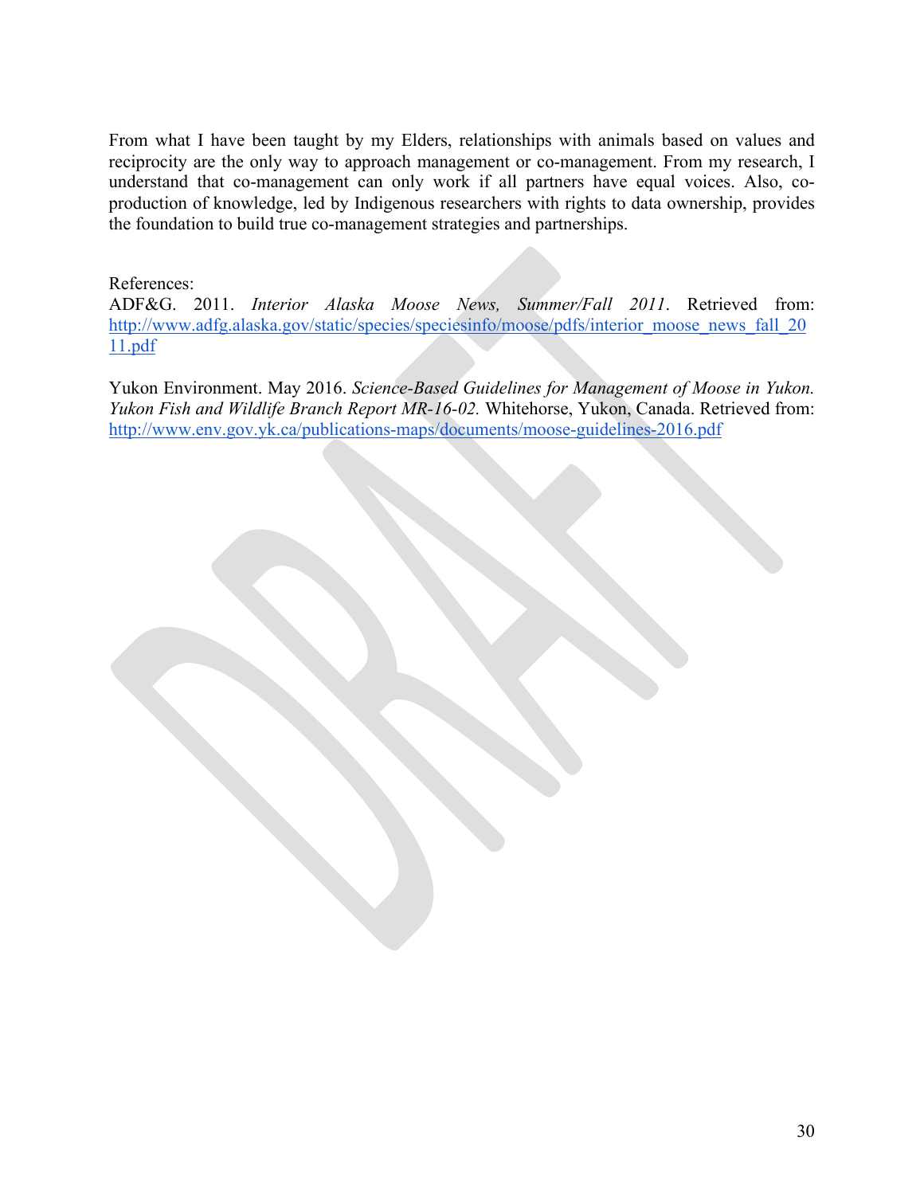From what I have been taught by my Elders, relationships with animals based on values and reciprocity are the only way to approach management or co-management. From my research, I understand that co-management can only work if all partners have equal voices. Also, co-production of knowledge, led by Indigenous researchers with rights to data ownership, provides the foundation to build true co-management strategies and partnerships.

References:

ADF&G. 2011. *Interior Alaska Moose News, Summer/Fall 2011*. Retrieved from: http://www.adfg.alaska.gov/static/species/speciesinfo/moose/pdfs/interior_moose_news_fall_2011.pdf

Yukon Environment. May 2016. *Science-Based Guidelines for Management of Moose in Yukon. Yukon Fish and Wildlife Branch Report MR-16-02.* Whitehorse, Yukon, Canada. Retrieved from: http://www.env.gov.yk.ca/publications-maps/documents/moose-guidelines-2016.pdf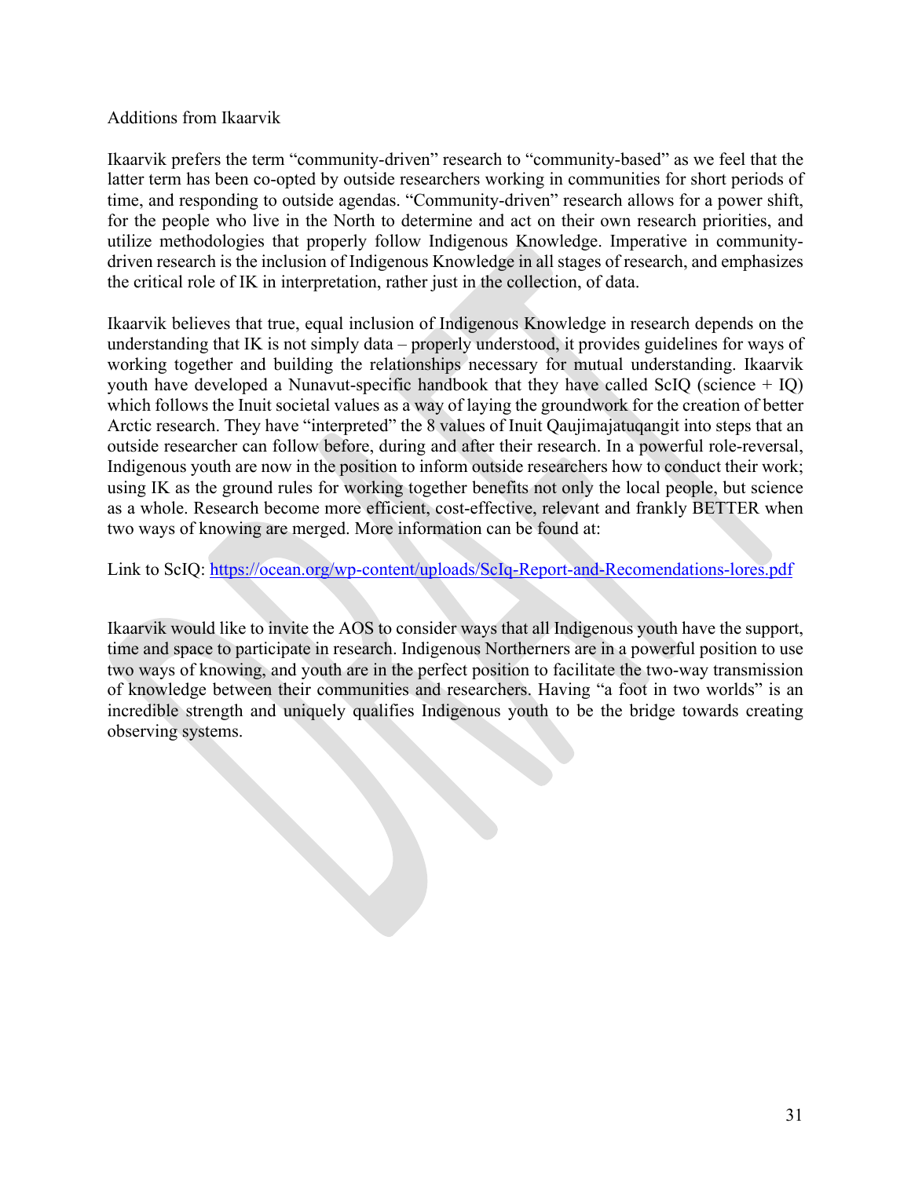Additions from Ikaarvik

Ikaarvik prefers the term "community-driven" research to "community-based" as we feel that the latter term has been co-opted by outside researchers working in communities for short periods of time, and responding to outside agendas. "Community-driven" research allows for a power shift, for the people who live in the North to determine and act on their own research priorities, and utilize methodologies that properly follow Indigenous Knowledge. Imperative in community-driven research is the inclusion of Indigenous Knowledge in all stages of research, and emphasizes the critical role of IK in interpretation, rather just in the collection, of data.

Ikaarvik believes that true, equal inclusion of Indigenous Knowledge in research depends on the understanding that IK is not simply data – properly understood, it provides guidelines for ways of working together and building the relationships necessary for mutual understanding. Ikaarvik youth have developed a Nunavut-specific handbook that they have called ScIQ (science + IQ) which follows the Inuit societal values as a way of laying the groundwork for the creation of better Arctic research. They have "interpreted" the 8 values of Inuit Qaujimajatuqangit into steps that an outside researcher can follow before, during and after their research. In a powerful role-reversal, Indigenous youth are now in the position to inform outside researchers how to conduct their work; using IK as the ground rules for working together benefits not only the local people, but science as a whole. Research become more efficient, cost-effective, relevant and frankly BETTER when two ways of knowing are merged. More information can be found at:

Link to ScIQ: https://ocean.org/wp-content/uploads/ScIq-Report-and-Recomendations-lores.pdf

Ikaarvik would like to invite the AOS to consider ways that all Indigenous youth have the support, time and space to participate in research. Indigenous Northerners are in a powerful position to use two ways of knowing, and youth are in the perfect position to facilitate the two-way transmission of knowledge between their communities and researchers. Having "a foot in two worlds" is an incredible strength and uniquely qualifies Indigenous youth to be the bridge towards creating observing systems.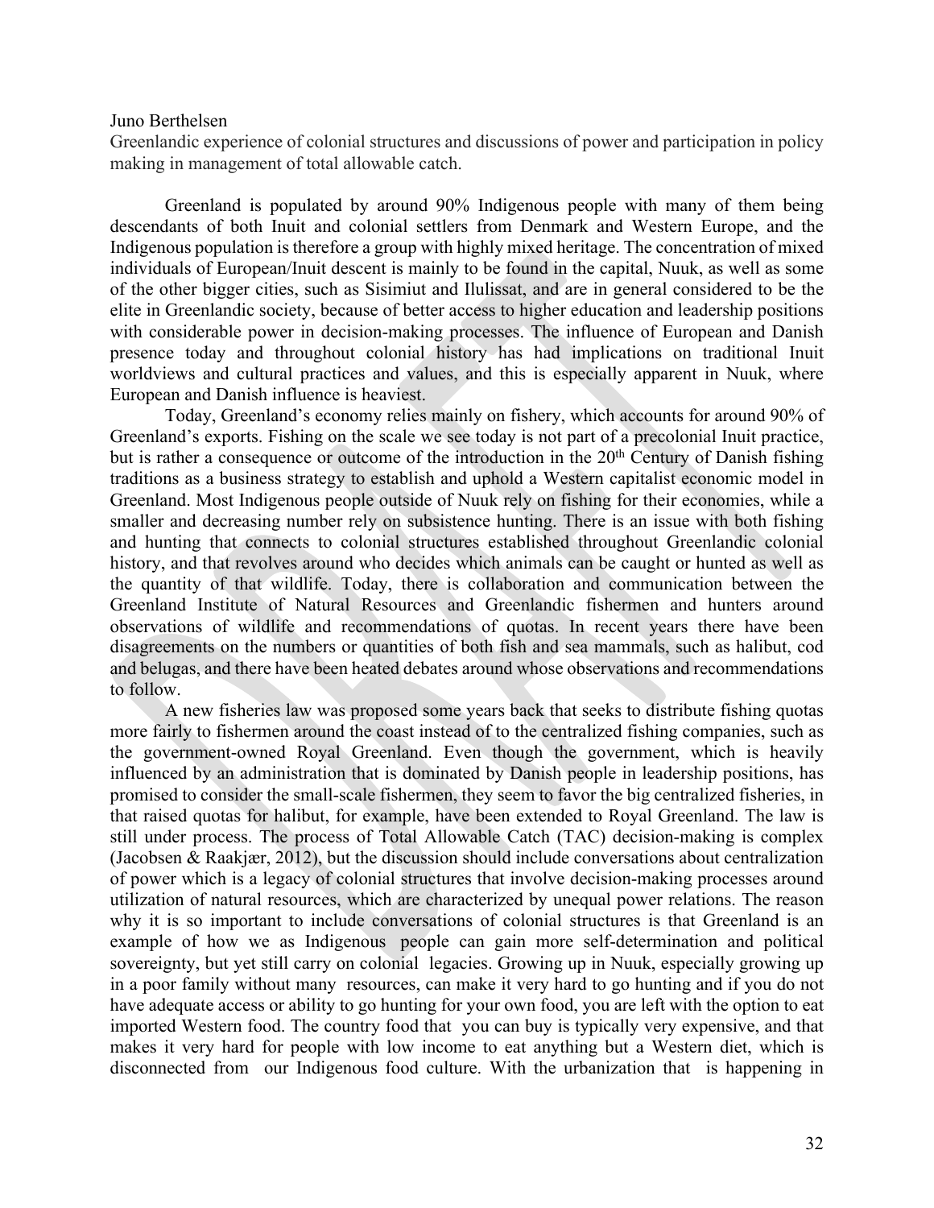Juno Berthelsen

Greenlandic experience of colonial structures and discussions of power and participation in policy making in management of total allowable catch.

Greenland is populated by around 90% Indigenous people with many of them being descendants of both Inuit and colonial settlers from Denmark and Western Europe, and the Indigenous population is therefore a group with highly mixed heritage. The concentration of mixed individuals of European/Inuit descent is mainly to be found in the capital, Nuuk, as well as some of the other bigger cities, such as Sisimiut and Ilulissat, and are in general considered to be the elite in Greenlandic society, because of better access to higher education and leadership positions with considerable power in decision-making processes. The influence of European and Danish presence today and throughout colonial history has had implications on traditional Inuit worldviews and cultural practices and values, and this is especially apparent in Nuuk, where European and Danish influence is heaviest.

Today, Greenland's economy relies mainly on fishery, which accounts for around 90% of Greenland's exports. Fishing on the scale we see today is not part of a precolonial Inuit practice, but is rather a consequence or outcome of the introduction in the 20th Century of Danish fishing traditions as a business strategy to establish and uphold a Western capitalist economic model in Greenland. Most Indigenous people outside of Nuuk rely on fishing for their economies, while a smaller and decreasing number rely on subsistence hunting. There is an issue with both fishing and hunting that connects to colonial structures established throughout Greenlandic colonial history, and that revolves around who decides which animals can be caught or hunted as well as the quantity of that wildlife. Today, there is collaboration and communication between the Greenland Institute of Natural Resources and Greenlandic fishermen and hunters around observations of wildlife and recommendations of quotas. In recent years there have been disagreements on the numbers or quantities of both fish and sea mammals, such as halibut, cod and belugas, and there have been heated debates around whose observations and recommendations to follow.

A new fisheries law was proposed some years back that seeks to distribute fishing quotas more fairly to fishermen around the coast instead of to the centralized fishing companies, such as the government-owned Royal Greenland. Even though the government, which is heavily influenced by an administration that is dominated by Danish people in leadership positions, has promised to consider the small-scale fishermen, they seem to favor the big centralized fisheries, in that raised quotas for halibut, for example, have been extended to Royal Greenland. The law is still under process. The process of Total Allowable Catch (TAC) decision-making is complex (Jacobsen & Raakjær, 2012), but the discussion should include conversations about centralization of power which is a legacy of colonial structures that involve decision-making processes around utilization of natural resources, which are characterized by unequal power relations. The reason why it is so important to include conversations of colonial structures is that Greenland is an example of how we as Indigenous people can gain more self-determination and political sovereignty, but yet still carry on colonial legacies. Growing up in Nuuk, especially growing up in a poor family without many resources, can make it very hard to go hunting and if you do not have adequate access or ability to go hunting for your own food, you are left with the option to eat imported Western food. The country food that you can buy is typically very expensive, and that makes it very hard for people with low income to eat anything but a Western diet, which is disconnected from our Indigenous food culture. With the urbanization that is happening in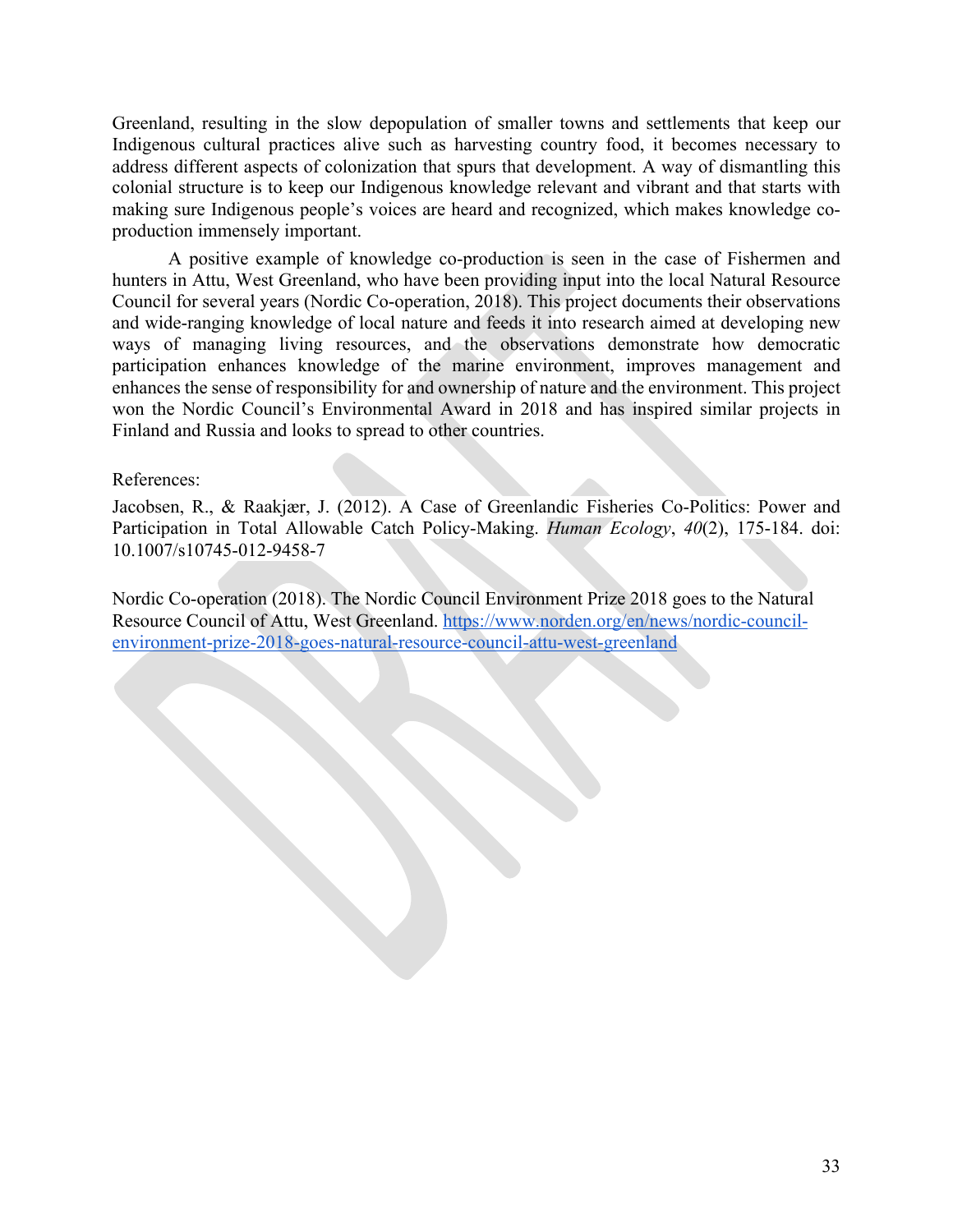Greenland, resulting in the slow depopulation of smaller towns and settlements that keep our Indigenous cultural practices alive such as harvesting country food, it becomes necessary to address different aspects of colonization that spurs that development. A way of dismantling this colonial structure is to keep our Indigenous knowledge relevant and vibrant and that starts with making sure Indigenous people's voices are heard and recognized, which makes knowledge co-production immensely important.

A positive example of knowledge co-production is seen in the case of Fishermen and hunters in Attu, West Greenland, who have been providing input into the local Natural Resource Council for several years (Nordic Co-operation, 2018). This project documents their observations and wide-ranging knowledge of local nature and feeds it into research aimed at developing new ways of managing living resources, and the observations demonstrate how democratic participation enhances knowledge of the marine environment, improves management and enhances the sense of responsibility for and ownership of nature and the environment. This project won the Nordic Council's Environmental Award in 2018 and has inspired similar projects in Finland and Russia and looks to spread to other countries.

References:

Jacobsen, R., & Raakjær, J. (2012). A Case of Greenlandic Fisheries Co-Politics: Power and Participation in Total Allowable Catch Policy-Making. *Human Ecology*, *40*(2), 175-184. doi: 10.1007/s10745-012-9458-7

Nordic Co-operation (2018). The Nordic Council Environment Prize 2018 goes to the Natural Resource Council of Attu, West Greenland. https://www.norden.org/en/news/nordic-council-environment-prize-2018-goes-natural-resource-council-attu-west-greenland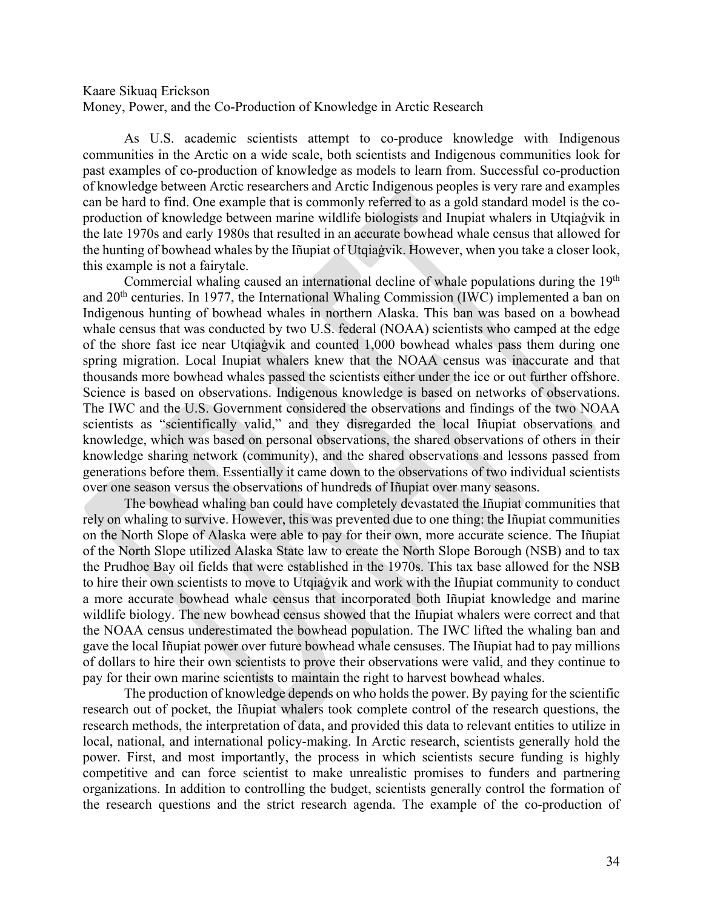Kaare Sikuaq Erickson

Money, Power, and the Co-Production of Knowledge in Arctic Research

As U.S. academic scientists attempt to co-produce knowledge with Indigenous communities in the Arctic on a wide scale, both scientists and Indigenous communities look for past examples of co-production of knowledge as models to learn from. Successful co-production of knowledge between Arctic researchers and Arctic Indigenous peoples is very rare and examples can be hard to find. One example that is commonly referred to as a gold standard model is the co-production of knowledge between marine wildlife biologists and Inupiat whalers in Utqiaġvik in the late 1970s and early 1980s that resulted in an accurate bowhead whale census that allowed for the hunting of bowhead whales by the Iñupiat of Utqiaġvik. However, when you take a closer look, this example is not a fairytale.

Commercial whaling caused an international decline of whale populations during the 19th and 20th centuries. In 1977, the International Whaling Commission (IWC) implemented a ban on Indigenous hunting of bowhead whales in northern Alaska. This ban was based on a bowhead whale census that was conducted by two U.S. federal (NOAA) scientists who camped at the edge of the shore fast ice near Utqiaġvik and counted 1,000 bowhead whales pass them during one spring migration. Local Inupiat whalers knew that the NOAA census was inaccurate and that thousands more bowhead whales passed the scientists either under the ice or out further offshore. Science is based on observations. Indigenous knowledge is based on networks of observations. The IWC and the U.S. Government considered the observations and findings of the two NOAA scientists as "scientifically valid," and they disregarded the local Iñupiat observations and knowledge, which was based on personal observations, the shared observations of others in their knowledge sharing network (community), and the shared observations and lessons passed from generations before them. Essentially it came down to the observations of two individual scientists over one season versus the observations of hundreds of Iñupiat over many seasons.

The bowhead whaling ban could have completely devastated the Iñupiat communities that rely on whaling to survive. However, this was prevented due to one thing: the Iñupiat communities on the North Slope of Alaska were able to pay for their own, more accurate science. The Iñupiat of the North Slope utilized Alaska State law to create the North Slope Borough (NSB) and to tax the Prudhoe Bay oil fields that were established in the 1970s. This tax base allowed for the NSB to hire their own scientists to move to Utqiaġvik and work with the Iñupiat community to conduct a more accurate bowhead whale census that incorporated both Iñupiat knowledge and marine wildlife biology. The new bowhead census showed that the Iñupiat whalers were correct and that the NOAA census underestimated the bowhead population. The IWC lifted the whaling ban and gave the local Iñupiat power over future bowhead whale censuses. The Iñupiat had to pay millions of dollars to hire their own scientists to prove their observations were valid, and they continue to pay for their own marine scientists to maintain the right to harvest bowhead whales.

The production of knowledge depends on who holds the power. By paying for the scientific research out of pocket, the Iñupiat whalers took complete control of the research questions, the research methods, the interpretation of data, and provided this data to relevant entities to utilize in local, national, and international policy-making. In Arctic research, scientists generally hold the power. First, and most importantly, the process in which scientists secure funding is highly competitive and can force scientist to make unrealistic promises to funders and partnering organizations. In addition to controlling the budget, scientists generally control the formation of the research questions and the strict research agenda. The example of the co-production of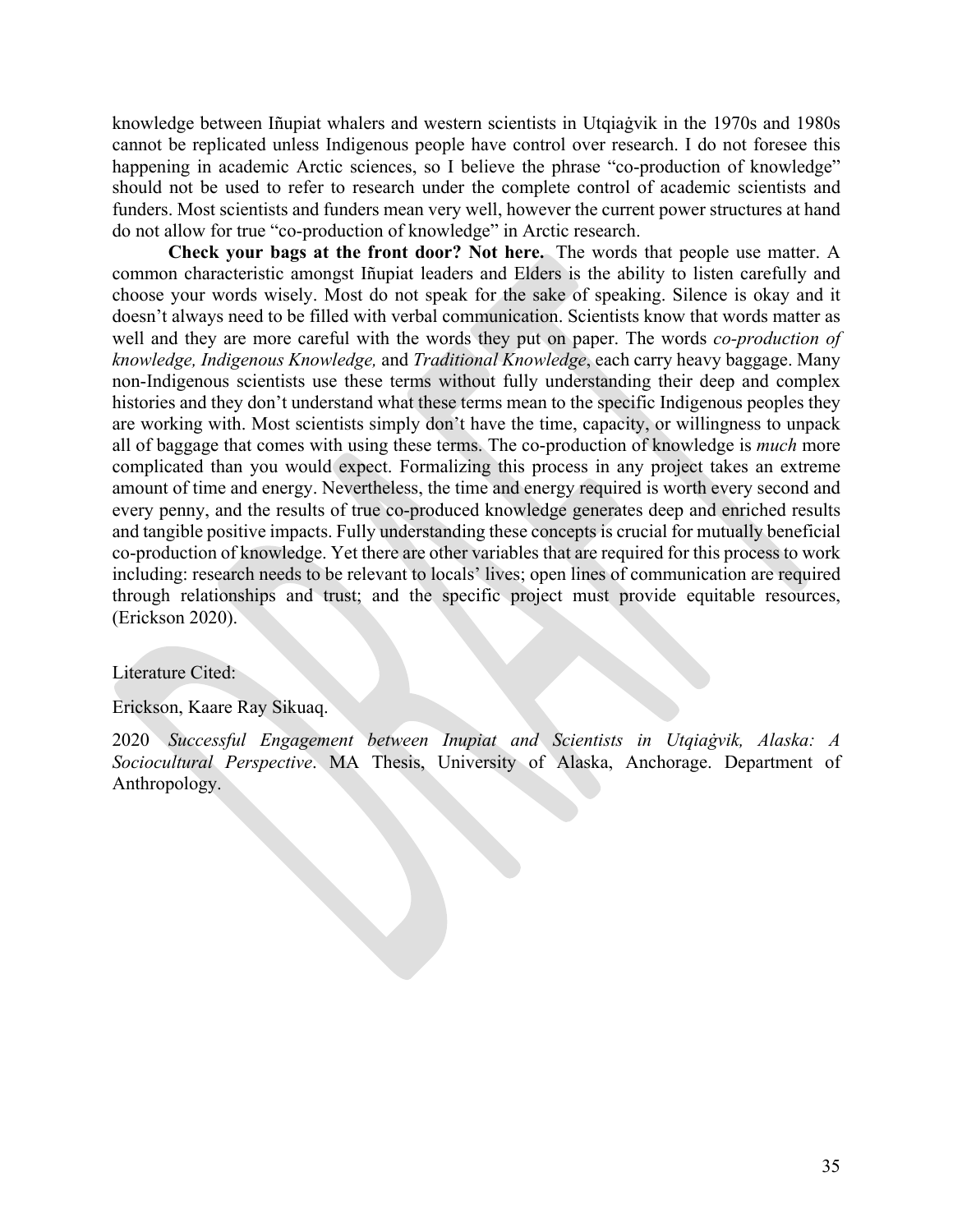knowledge between Iñupiat whalers and western scientists in Utqiaġvik in the 1970s and 1980s cannot be replicated unless Indigenous people have control over research. I do not foresee this happening in academic Arctic sciences, so I believe the phrase "co-production of knowledge" should not be used to refer to research under the complete control of academic scientists and funders. Most scientists and funders mean very well, however the current power structures at hand do not allow for true "co-production of knowledge" in Arctic research.

**Check your bags at the front door? Not here.** The words that people use matter. A common characteristic amongst Iñupiat leaders and Elders is the ability to listen carefully and choose your words wisely. Most do not speak for the sake of speaking. Silence is okay and it doesn't always need to be filled with verbal communication. Scientists know that words matter as well and they are more careful with the words they put on paper. The words *co-production of knowledge, Indigenous Knowledge,* and *Traditional Knowledge*, each carry heavy baggage. Many non-Indigenous scientists use these terms without fully understanding their deep and complex histories and they don't understand what these terms mean to the specific Indigenous peoples they are working with. Most scientists simply don't have the time, capacity, or willingness to unpack all of baggage that comes with using these terms. The co-production of knowledge is *much* more complicated than you would expect. Formalizing this process in any project takes an extreme amount of time and energy. Nevertheless, the time and energy required is worth every second and every penny, and the results of true co-produced knowledge generates deep and enriched results and tangible positive impacts. Fully understanding these concepts is crucial for mutually beneficial co-production of knowledge. Yet there are other variables that are required for this process to work including: research needs to be relevant to locals' lives; open lines of communication are required through relationships and trust; and the specific project must provide equitable resources, (Erickson 2020).

Literature Cited:

Erickson, Kaare Ray Sikuaq.

2020 *Successful Engagement between Inupiat and Scientists in Utqiaġvik, Alaska: A Sociocultural Perspective*. MA Thesis, University of Alaska, Anchorage. Department of Anthropology.